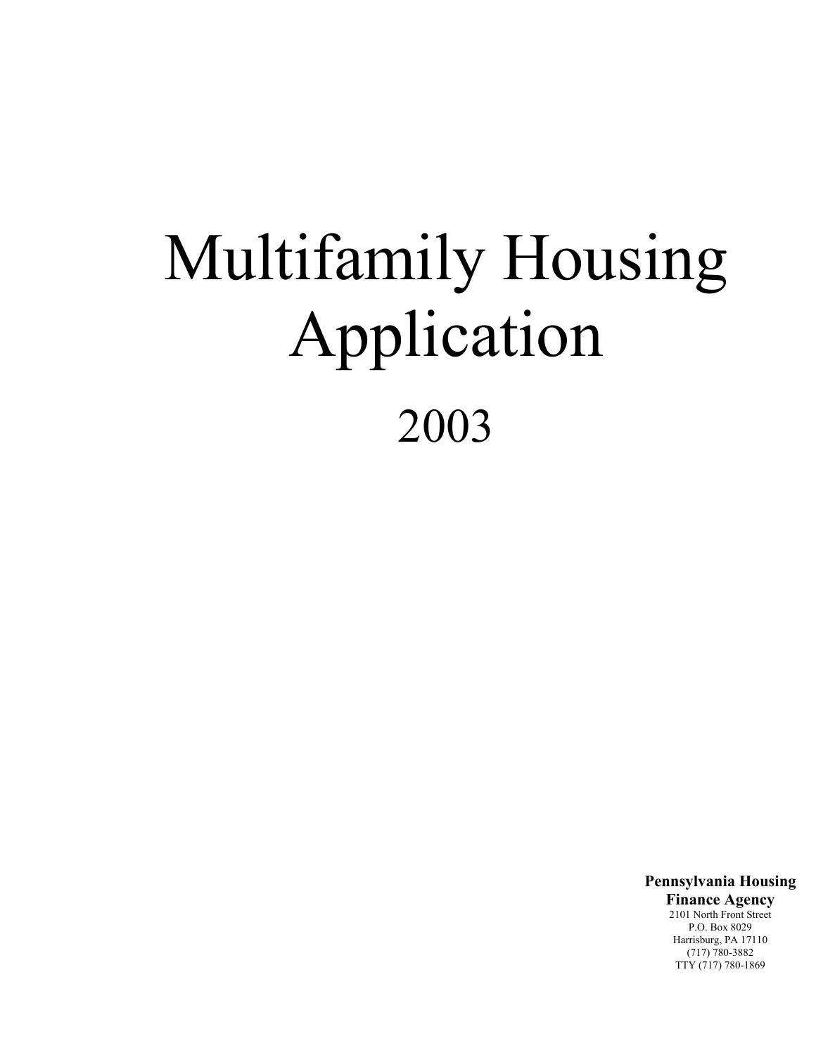# Multifamily Housing Application

## 2003

**Pennsylvania Housing Finance Agency**
2101 North Front Street
P.O. Box 8029
Harrisburg, PA 17110
(717) 780-3882
TTY (717) 780-1869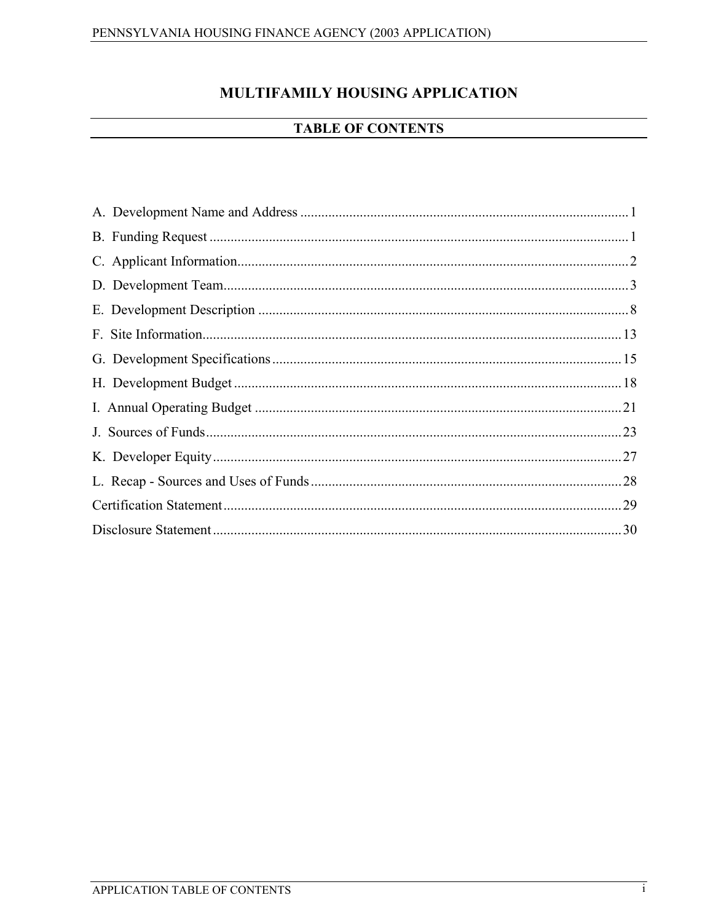# MULTIFAMILY HOUSING APPLICATION

## TABLE OF CONTENTS

A. Development Name and Address ........................................ 1

B. Funding Request ........................................ 1

C. Applicant Information ........................................ 2

D. Development Team ........................................ 3

E. Development Description ........................................ 8

F. Site Information ........................................ 13

G. Development Specifications ........................................ 15

H. Development Budget ........................................ 18

I. Annual Operating Budget ........................................ 21

J. Sources of Funds ........................................ 23

K. Developer Equity ........................................ 27

L. Recap - Sources and Uses of Funds ........................................ 28

Certification Statement ........................................ 29

Disclosure Statement ........................................ 30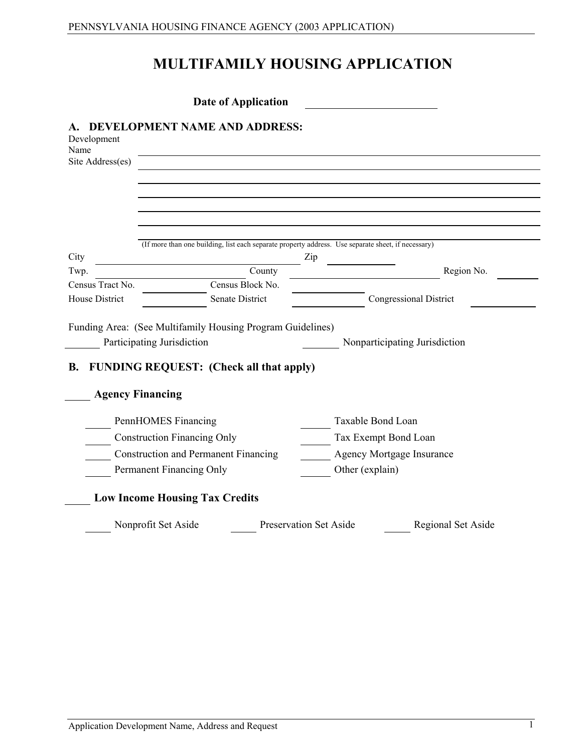# MULTIFAMILY HOUSING APPLICATION

**Date of Application** ______________________

## A. DEVELOPMENT NAME AND ADDRESS:

Development Name ______________________________________________

Site Address(es) ______________________________________________

______________________________________________

______________________________________________

______________________________________________

______________________________________________

______________________________________________

(If more than one building, list each separate property address. Use separate sheet, if necessary)

City ______________________ Zip __________

Twp. ______________________ County ______________________ Region No. ________

Census Tract No. __________ Census Block No. __________

House District __________ Senate District __________ Congressional District __________

Funding Area: (See Multifamily Housing Program Guidelines)

_______ Participating Jurisdiction _______ Nonparticipating Jurisdiction

## B. FUNDING REQUEST: (Check all that apply)

_____ **Agency Financing**

_____ PennHOMES Financing

_____ Construction Financing Only

_____ Construction and Permanent Financing

_____ Permanent Financing Only

_____ Taxable Bond Loan

_____ Tax Exempt Bond Loan

_____ Agency Mortgage Insurance

_____ Other (explain)

_____ **Low Income Housing Tax Credits**

_____ Nonprofit Set Aside _____ Preservation Set Aside _____ Regional Set Aside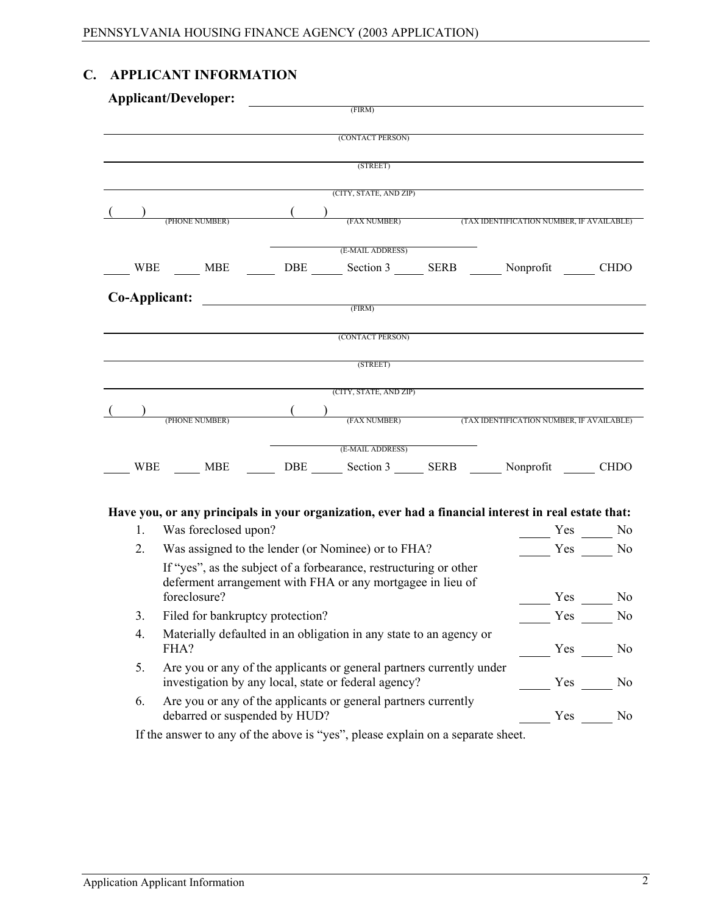## C. APPLICANT INFORMATION

**Applicant/Developer:** ______________________________
(FIRM)

______________________________
(CONTACT PERSON)

______________________________
(STREET)

______________________________
(CITY, STATE, AND ZIP)

( ) ______________ ( ) ______________ ______________
(PHONE NUMBER) (FAX NUMBER) (TAX IDENTIFICATION NUMBER, IF AVAILABLE)

______________________________
(E-MAIL ADDRESS)

____ WBE ____ MBE ____ DBE ____ Section 3 ____ SERB ____ Nonprofit ____ CHDO

**Co-Applicant:** ______________________________
(FIRM)

______________________________
(CONTACT PERSON)

______________________________
(STREET)

______________________________
(CITY, STATE, AND ZIP)

( ) ______________ ( ) ______________ ______________
(PHONE NUMBER) (FAX NUMBER) (TAX IDENTIFICATION NUMBER, IF AVAILABLE)

______________________________
(E-MAIL ADDRESS)

____ WBE ____ MBE ____ DBE ____ Section 3 ____ SERB ____ Nonprofit ____ CHDO

**Have you, or any principals in your organization, ever had a financial interest in real estate that:**

1. Was foreclosed upon? ____ Yes ____ No
2. Was assigned to the lender (or Nominee) or to FHA? ____ Yes ____ No

   If "yes", as the subject of a forbearance, restructuring or other deferment arrangement with FHA or any mortgagee in lieu of foreclosure? ____ Yes ____ No
3. Filed for bankruptcy protection? ____ Yes ____ No
4. Materially defaulted in an obligation in any state to an agency or FHA? ____ Yes ____ No
5. Are you or any of the applicants or general partners currently under investigation by any local, state or federal agency? ____ Yes ____ No
6. Are you or any of the applicants or general partners currently debarred or suspended by HUD? ____ Yes ____ No

If the answer to any of the above is "yes", please explain on a separate sheet.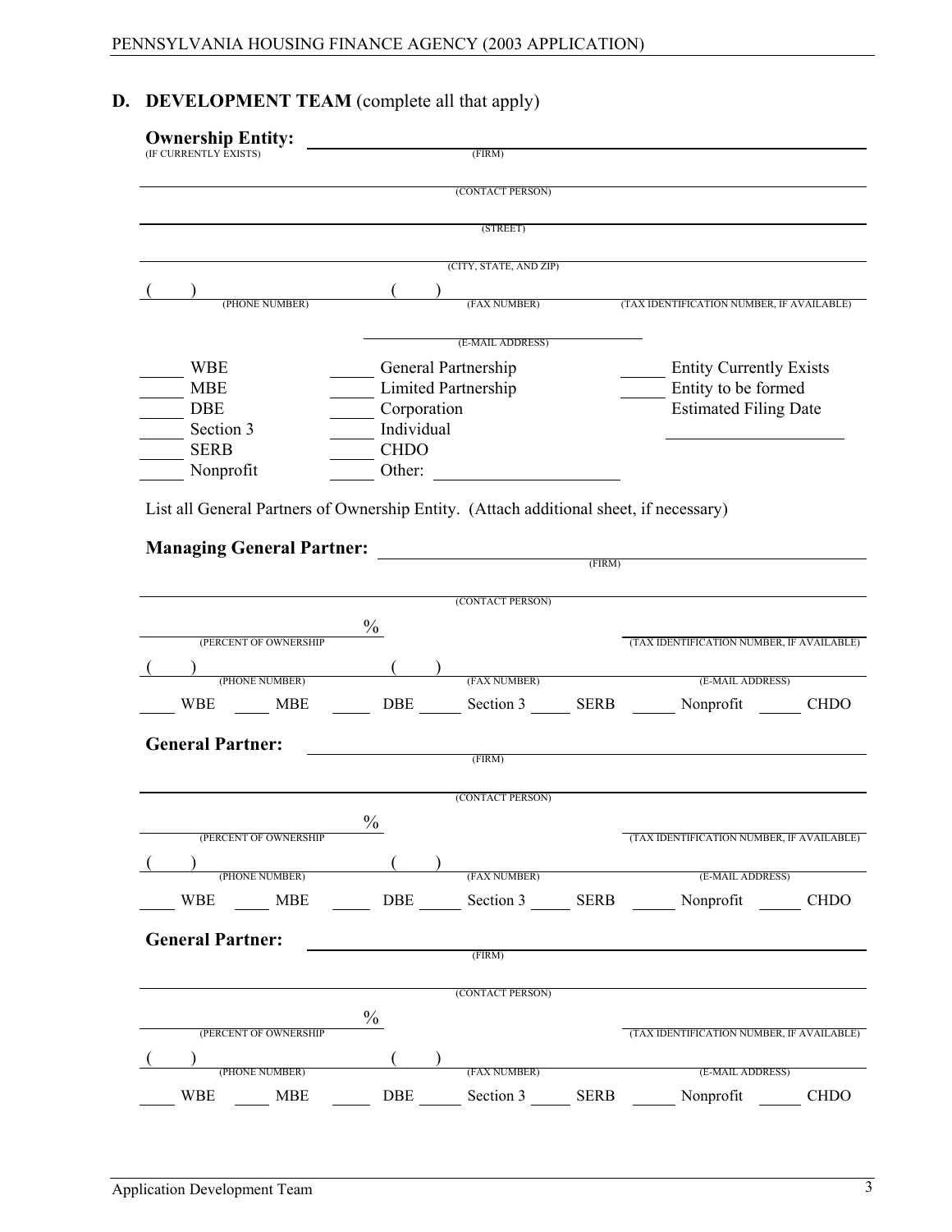## D. DEVELOPMENT TEAM (complete all that apply)

**Ownership Entity:** ______________________________
(IF CURRENTLY EXISTS) (FIRM)

______________________________
(CONTACT PERSON)

______________________________
(STREET)

______________________________
(CITY, STATE, AND ZIP)

( ) ______________ ( ) ______________ ______________
(PHONE NUMBER) (FAX NUMBER) (TAX IDENTIFICATION NUMBER, IF AVAILABLE)

______________________________
(E-MAIL ADDRESS)

| | | |
|---|---|---|
| _____ WBE | _____ General Partnership | _____ Entity Currently Exists |
| _____ MBE | _____ Limited Partnership | _____ Entity to be formed |
| _____ DBE | _____ Corporation | Estimated Filing Date |
| _____ Section 3 | _____ Individual | ______________ |
| _____ SERB | _____ CHDO | |
| _____ Nonprofit | _____ Other: ______________ | |

List all General Partners of Ownership Entity. (Attach additional sheet, if necessary)

**Managing General Partner:** ______________________________
(FIRM)

______________________________
(CONTACT PERSON)

______________ % ______________
(PERCENT OF OWNERSHIP (TAX IDENTIFICATION NUMBER, IF AVAILABLE)

( ) ______________ ( ) ______________ ______________
(PHONE NUMBER) (FAX NUMBER) (E-MAIL ADDRESS)

_____ WBE _____ MBE _____ DBE _____ Section 3 _____ SERB _____ Nonprofit _____ CHDO

**General Partner:** ______________________________
(FIRM)

______________________________
(CONTACT PERSON)

______________ % ______________
(PERCENT OF OWNERSHIP (TAX IDENTIFICATION NUMBER, IF AVAILABLE)

( ) ______________ ( ) ______________ ______________
(PHONE NUMBER) (FAX NUMBER) (E-MAIL ADDRESS)

_____ WBE _____ MBE _____ DBE _____ Section 3 _____ SERB _____ Nonprofit _____ CHDO

**General Partner:** ______________________________
(FIRM)

______________________________
(CONTACT PERSON)

______________ % ______________
(PERCENT OF OWNERSHIP (TAX IDENTIFICATION NUMBER, IF AVAILABLE)

( ) ______________ ( ) ______________ ______________
(PHONE NUMBER) (FAX NUMBER) (E-MAIL ADDRESS)

_____ WBE _____ MBE _____ DBE _____ Section 3 _____ SERB _____ Nonprofit _____ CHDO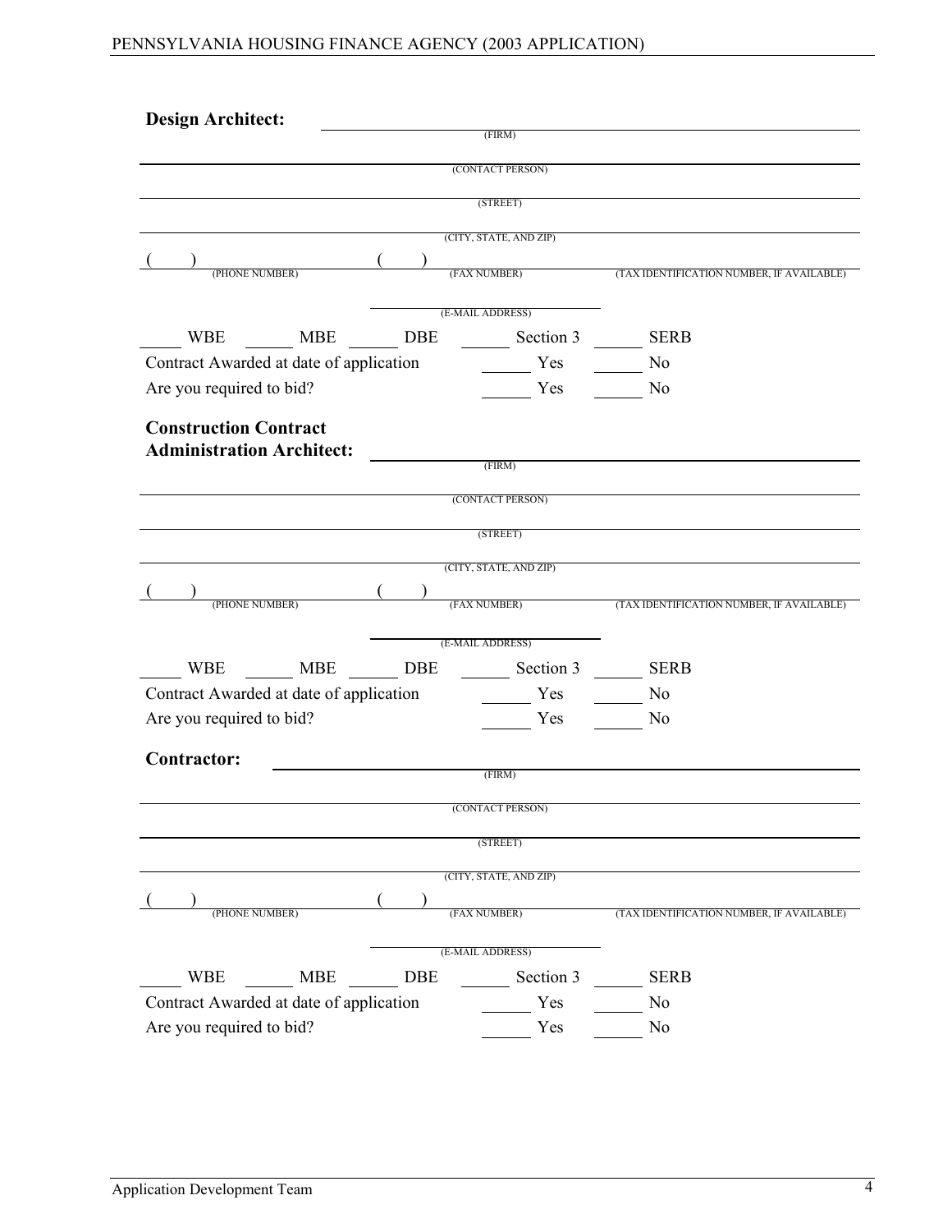**Design Architect:** \_\_\_\_\_\_\_\_\_\_\_\_\_\_\_\_\_\_\_\_\_\_\_\_\_\_\_\_\_\_\_\_\_\_\_\_\_\_\_\_
(FIRM)

\_\_\_\_\_\_\_\_\_\_\_\_\_\_\_\_\_\_\_\_\_\_\_\_\_\_\_\_\_\_\_\_\_\_\_\_\_\_\_\_
(CONTACT PERSON)

\_\_\_\_\_\_\_\_\_\_\_\_\_\_\_\_\_\_\_\_\_\_\_\_\_\_\_\_\_\_\_\_\_\_\_\_\_\_\_\_
(STREET)

\_\_\_\_\_\_\_\_\_\_\_\_\_\_\_\_\_\_\_\_\_\_\_\_\_\_\_\_\_\_\_\_\_\_\_\_\_\_\_\_
(CITY, STATE, AND ZIP)

( ) \_\_\_\_\_\_\_\_\_\_\_\_ ( ) \_\_\_\_\_\_\_\_\_\_\_\_ \_\_\_\_\_\_\_\_\_\_\_\_
(PHONE NUMBER) (FAX NUMBER) (TAX IDENTIFICATION NUMBER, IF AVAILABLE)

\_\_\_\_\_\_\_\_\_\_\_\_\_\_\_\_\_\_\_\_
(E-MAIL ADDRESS)

\_\_\_\_ WBE \_\_\_\_ MBE \_\_\_\_ DBE \_\_\_\_ Section 3 \_\_\_\_ SERB

Contract Awarded at date of application \_\_\_\_ Yes \_\_\_\_ No

Are you required to bid? \_\_\_\_ Yes \_\_\_\_ No

**Construction Contract Administration Architect:** \_\_\_\_\_\_\_\_\_\_\_\_\_\_\_\_\_\_\_\_\_\_\_\_\_\_\_\_\_\_\_\_\_\_\_\_\_\_\_\_
(FIRM)

\_\_\_\_\_\_\_\_\_\_\_\_\_\_\_\_\_\_\_\_\_\_\_\_\_\_\_\_\_\_\_\_\_\_\_\_\_\_\_\_
(CONTACT PERSON)

\_\_\_\_\_\_\_\_\_\_\_\_\_\_\_\_\_\_\_\_\_\_\_\_\_\_\_\_\_\_\_\_\_\_\_\_\_\_\_\_
(STREET)

\_\_\_\_\_\_\_\_\_\_\_\_\_\_\_\_\_\_\_\_\_\_\_\_\_\_\_\_\_\_\_\_\_\_\_\_\_\_\_\_
(CITY, STATE, AND ZIP)

( ) \_\_\_\_\_\_\_\_\_\_\_\_ ( ) \_\_\_\_\_\_\_\_\_\_\_\_ \_\_\_\_\_\_\_\_\_\_\_\_
(PHONE NUMBER) (FAX NUMBER) (TAX IDENTIFICATION NUMBER, IF AVAILABLE)

\_\_\_\_\_\_\_\_\_\_\_\_\_\_\_\_\_\_\_\_
(E-MAIL ADDRESS)

\_\_\_\_ WBE \_\_\_\_ MBE \_\_\_\_ DBE \_\_\_\_ Section 3 \_\_\_\_ SERB

Contract Awarded at date of application \_\_\_\_ Yes \_\_\_\_ No

Are you required to bid? \_\_\_\_ Yes \_\_\_\_ No

**Contractor:** \_\_\_\_\_\_\_\_\_\_\_\_\_\_\_\_\_\_\_\_\_\_\_\_\_\_\_\_\_\_\_\_\_\_\_\_\_\_\_\_
(FIRM)

\_\_\_\_\_\_\_\_\_\_\_\_\_\_\_\_\_\_\_\_\_\_\_\_\_\_\_\_\_\_\_\_\_\_\_\_\_\_\_\_
(CONTACT PERSON)

\_\_\_\_\_\_\_\_\_\_\_\_\_\_\_\_\_\_\_\_\_\_\_\_\_\_\_\_\_\_\_\_\_\_\_\_\_\_\_\_
(STREET)

\_\_\_\_\_\_\_\_\_\_\_\_\_\_\_\_\_\_\_\_\_\_\_\_\_\_\_\_\_\_\_\_\_\_\_\_\_\_\_\_
(CITY, STATE, AND ZIP)

( ) \_\_\_\_\_\_\_\_\_\_\_\_ ( ) \_\_\_\_\_\_\_\_\_\_\_\_ \_\_\_\_\_\_\_\_\_\_\_\_
(PHONE NUMBER) (FAX NUMBER) (TAX IDENTIFICATION NUMBER, IF AVAILABLE)

\_\_\_\_\_\_\_\_\_\_\_\_\_\_\_\_\_\_\_\_
(E-MAIL ADDRESS)

\_\_\_\_ WBE \_\_\_\_ MBE \_\_\_\_ DBE \_\_\_\_ Section 3 \_\_\_\_ SERB

Contract Awarded at date of application \_\_\_\_ Yes \_\_\_\_ No

Are you required to bid? \_\_\_\_ Yes \_\_\_\_ No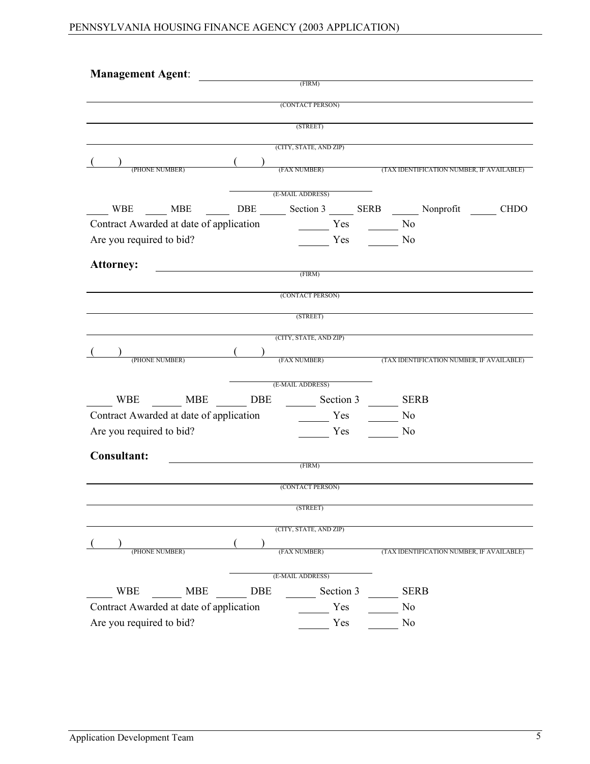**Management Agent**: ______________________________________________
(FIRM)

______________________________________________
(CONTACT PERSON)

______________________________________________
(STREET)

______________________________________________
(CITY, STATE, AND ZIP)

(     ) ______________ (     ) ______________ ______________
(PHONE NUMBER) (FAX NUMBER) (TAX IDENTIFICATION NUMBER, IF AVAILABLE)

______________
(E-MAIL ADDRESS)

____ WBE ____ MBE ____ DBE ____ Section 3 ____ SERB ____ Nonprofit ____ CHDO

Contract Awarded at date of application ______ Yes ______ No

Are you required to bid? ______ Yes ______ No

**Attorney:** ______________________________________________
(FIRM)

______________________________________________
(CONTACT PERSON)

______________________________________________
(STREET)

______________________________________________
(CITY, STATE, AND ZIP)

(     ) ______________ (     ) ______________ ______________
(PHONE NUMBER) (FAX NUMBER) (TAX IDENTIFICATION NUMBER, IF AVAILABLE)

______________
(E-MAIL ADDRESS)

____ WBE ____ MBE ____ DBE ____ Section 3 ____ SERB

Contract Awarded at date of application ______ Yes ______ No

Are you required to bid? ______ Yes ______ No

**Consultant:** ______________________________________________
(FIRM)

______________________________________________
(CONTACT PERSON)

______________________________________________
(STREET)

______________________________________________
(CITY, STATE, AND ZIP)

(     ) ______________ (     ) ______________ ______________
(PHONE NUMBER) (FAX NUMBER) (TAX IDENTIFICATION NUMBER, IF AVAILABLE)

______________
(E-MAIL ADDRESS)

____ WBE ____ MBE ____ DBE ____ Section 3 ____ SERB

Contract Awarded at date of application ______ Yes ______ No

Are you required to bid? ______ Yes ______ No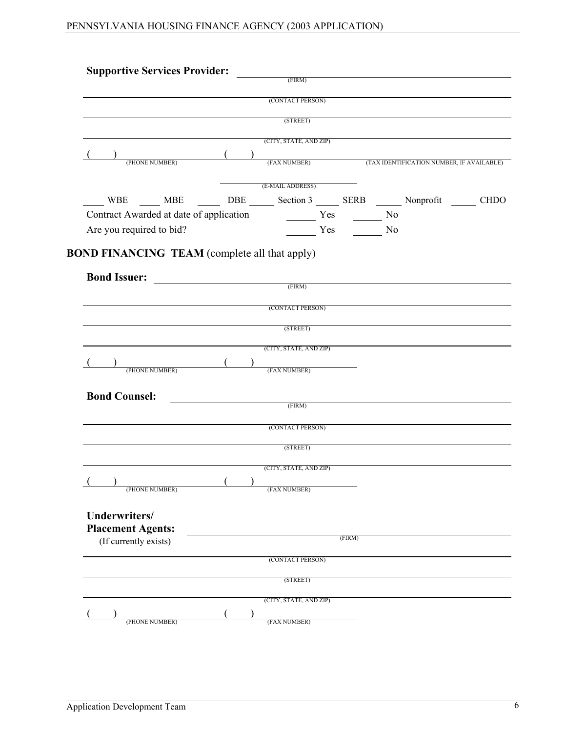**Supportive Services Provider:** ______________________________
(FIRM)

______________________________
(CONTACT PERSON)

______________________________
(STREET)

______________________________
(CITY, STATE, AND ZIP)

(    ) ______________________ (    ) ______________________ ______________________
(PHONE NUMBER) (FAX NUMBER) (TAX IDENTIFICATION NUMBER, IF AVAILABLE)

______________________
(E-MAIL ADDRESS)

____ WBE ____ MBE ____ DBE ____ Section 3 ____ SERB ____ Nonprofit ____ CHDO

Contract Awarded at date of application ____ Yes ____ No

Are you required to bid? ____ Yes ____ No

## BOND FINANCING TEAM (complete all that apply)

**Bond Issuer:** ______________________________
(FIRM)

______________________________
(CONTACT PERSON)

______________________________
(STREET)

______________________________
(CITY, STATE, AND ZIP)

(    ) ______________________ (    ) ______________________
(PHONE NUMBER) (FAX NUMBER)

**Bond Counsel:** ______________________________
(FIRM)

______________________________
(CONTACT PERSON)

______________________________
(STREET)

______________________________
(CITY, STATE, AND ZIP)

(    ) ______________________ (    ) ______________________
(PHONE NUMBER) (FAX NUMBER)

**Underwriters/**
**Placement Agents:** ______________________________
(If currently exists) (FIRM)

______________________________
(CONTACT PERSON)

______________________________
(STREET)

______________________________
(CITY, STATE, AND ZIP)

(    ) ______________________ (    ) ______________________
(PHONE NUMBER) (FAX NUMBER)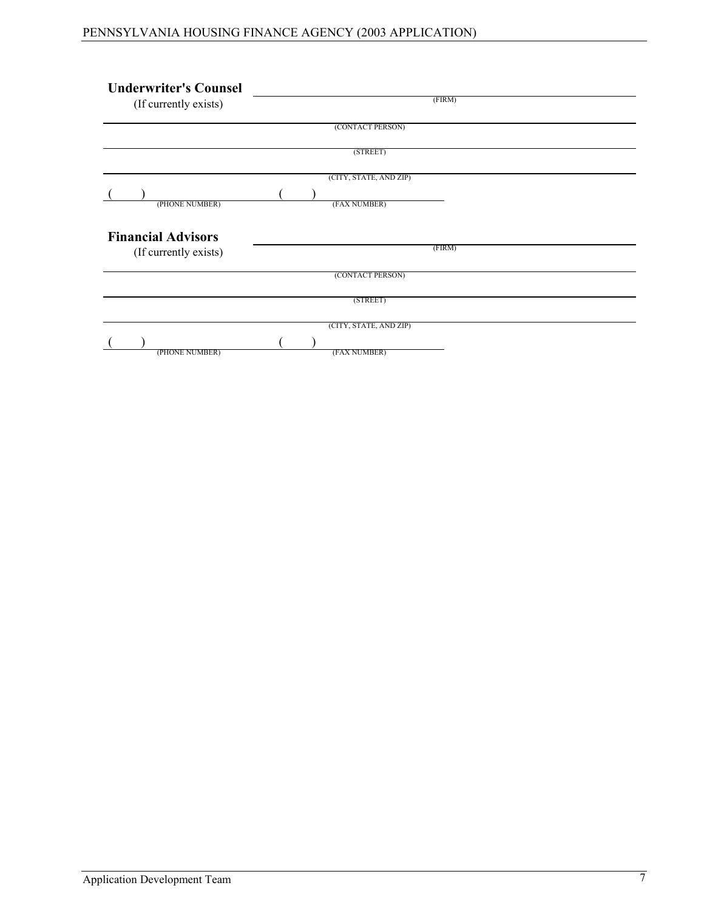**Underwriter's Counsel**
(If currently exists)

\_\_\_\_\_\_\_\_\_\_\_\_\_\_\_\_\_\_\_\_\_\_\_\_\_\_\_\_\_\_\_\_\_\_\_\_\_\_\_\_
(FIRM)

\_\_\_\_\_\_\_\_\_\_\_\_\_\_\_\_\_\_\_\_\_\_\_\_\_\_\_\_\_\_\_\_\_\_\_\_\_\_\_\_
(CONTACT PERSON)

\_\_\_\_\_\_\_\_\_\_\_\_\_\_\_\_\_\_\_\_\_\_\_\_\_\_\_\_\_\_\_\_\_\_\_\_\_\_\_\_
(STREET)

\_\_\_\_\_\_\_\_\_\_\_\_\_\_\_\_\_\_\_\_\_\_\_\_\_\_\_\_\_\_\_\_\_\_\_\_\_\_\_\_
(CITY, STATE, AND ZIP)

( ) \_\_\_\_\_\_\_\_\_\_\_\_\_\_\_\_ ( ) \_\_\_\_\_\_\_\_\_\_\_\_\_\_\_\_
(PHONE NUMBER) (FAX NUMBER)

**Financial Advisors**
(If currently exists)

\_\_\_\_\_\_\_\_\_\_\_\_\_\_\_\_\_\_\_\_\_\_\_\_\_\_\_\_\_\_\_\_\_\_\_\_\_\_\_\_
(FIRM)

\_\_\_\_\_\_\_\_\_\_\_\_\_\_\_\_\_\_\_\_\_\_\_\_\_\_\_\_\_\_\_\_\_\_\_\_\_\_\_\_
(CONTACT PERSON)

\_\_\_\_\_\_\_\_\_\_\_\_\_\_\_\_\_\_\_\_\_\_\_\_\_\_\_\_\_\_\_\_\_\_\_\_\_\_\_\_
(STREET)

\_\_\_\_\_\_\_\_\_\_\_\_\_\_\_\_\_\_\_\_\_\_\_\_\_\_\_\_\_\_\_\_\_\_\_\_\_\_\_\_
(CITY, STATE, AND ZIP)

( ) \_\_\_\_\_\_\_\_\_\_\_\_\_\_\_\_ ( ) \_\_\_\_\_\_\_\_\_\_\_\_\_\_\_\_
(PHONE NUMBER) (FAX NUMBER)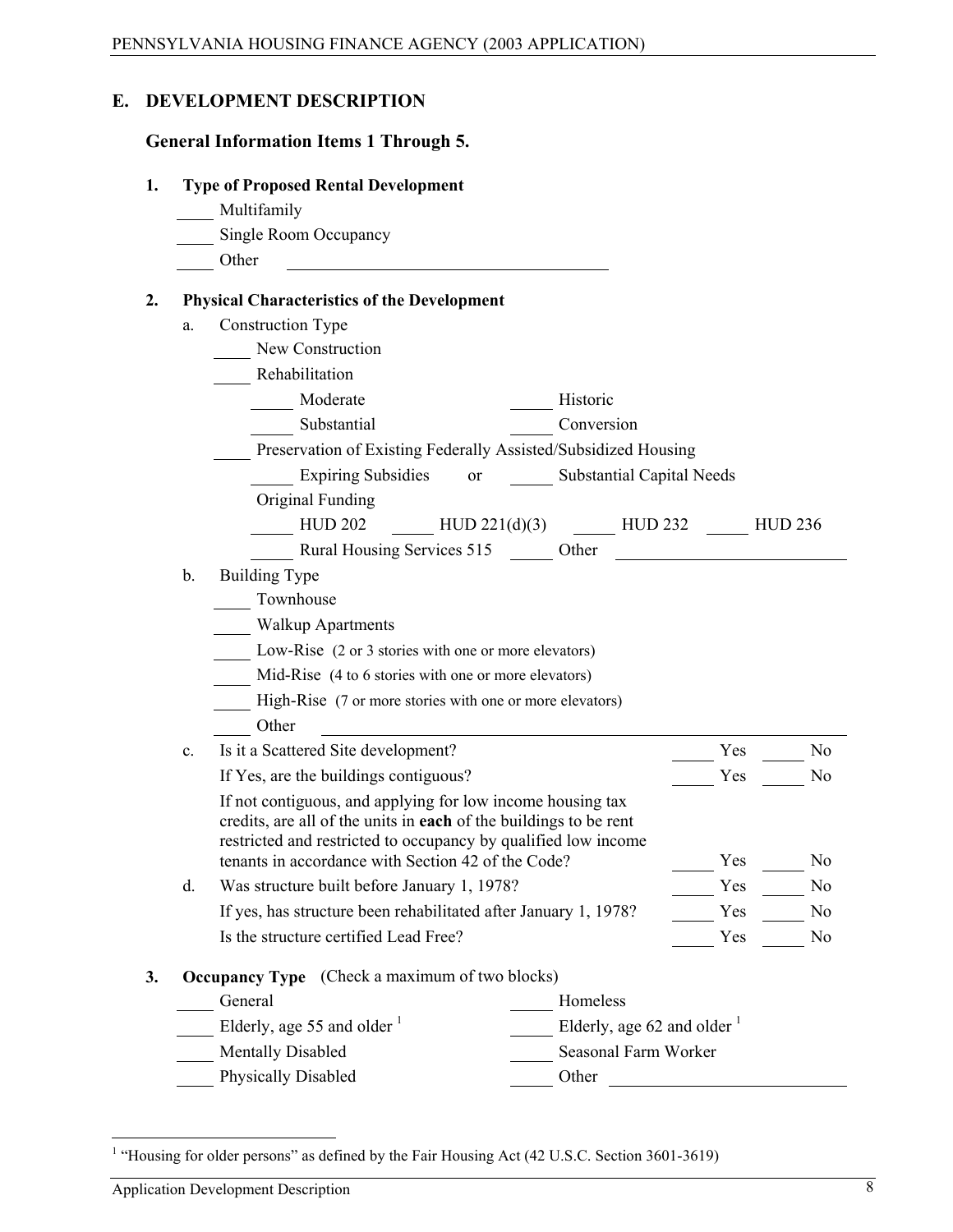## E. DEVELOPMENT DESCRIPTION

### General Information Items 1 Through 5.

**1. Type of Proposed Rental Development**

____ Multifamily
____ Single Room Occupancy
____ Other ______________________________

**2. Physical Characteristics of the Development**

a. Construction Type

____ New Construction
____ Rehabilitation
_____ Moderate _____ Historic
_____ Substantial _____ Conversion
____ Preservation of Existing Federally Assisted/Subsidized Housing
_____ Expiring Subsidies or _____ Substantial Capital Needs
Original Funding
_____ HUD 202 _____ HUD 221(d)(3) _____ HUD 232 _____ HUD 236
_____ Rural Housing Services 515 _____ Other ______________________

b. Building Type

____ Townhouse
____ Walkup Apartments
____ Low-Rise (2 or 3 stories with one or more elevators)
____ Mid-Rise (4 to 6 stories with one or more elevators)
____ High-Rise (7 or more stories with one or more elevators)
____ Other ______________________________

c. Is it a Scattered Site development? _____ Yes _____ No

If Yes, are the buildings contiguous? _____ Yes _____ No

If not contiguous, and applying for low income housing tax credits, are all of the units in **each** of the buildings to be rent restricted and restricted to occupancy by qualified low income tenants in accordance with Section 42 of the Code? _____ Yes _____ No

d. Was structure built before January 1, 1978? _____ Yes _____ No

If yes, has structure been rehabilitated after January 1, 1978? _____ Yes _____ No

Is the structure certified Lead Free? _____ Yes _____ No

**3. Occupancy Type** (Check a maximum of two blocks)

____ General
____ Elderly, age 55 and older [1]
____ Mentally Disabled
____ Physically Disabled
_____ Homeless
_____ Elderly, age 62 and older [1]
_____ Seasonal Farm Worker
_____ Other ______________________

[1] "Housing for older persons" as defined by the Fair Housing Act (42 U.S.C. Section 3601-3619)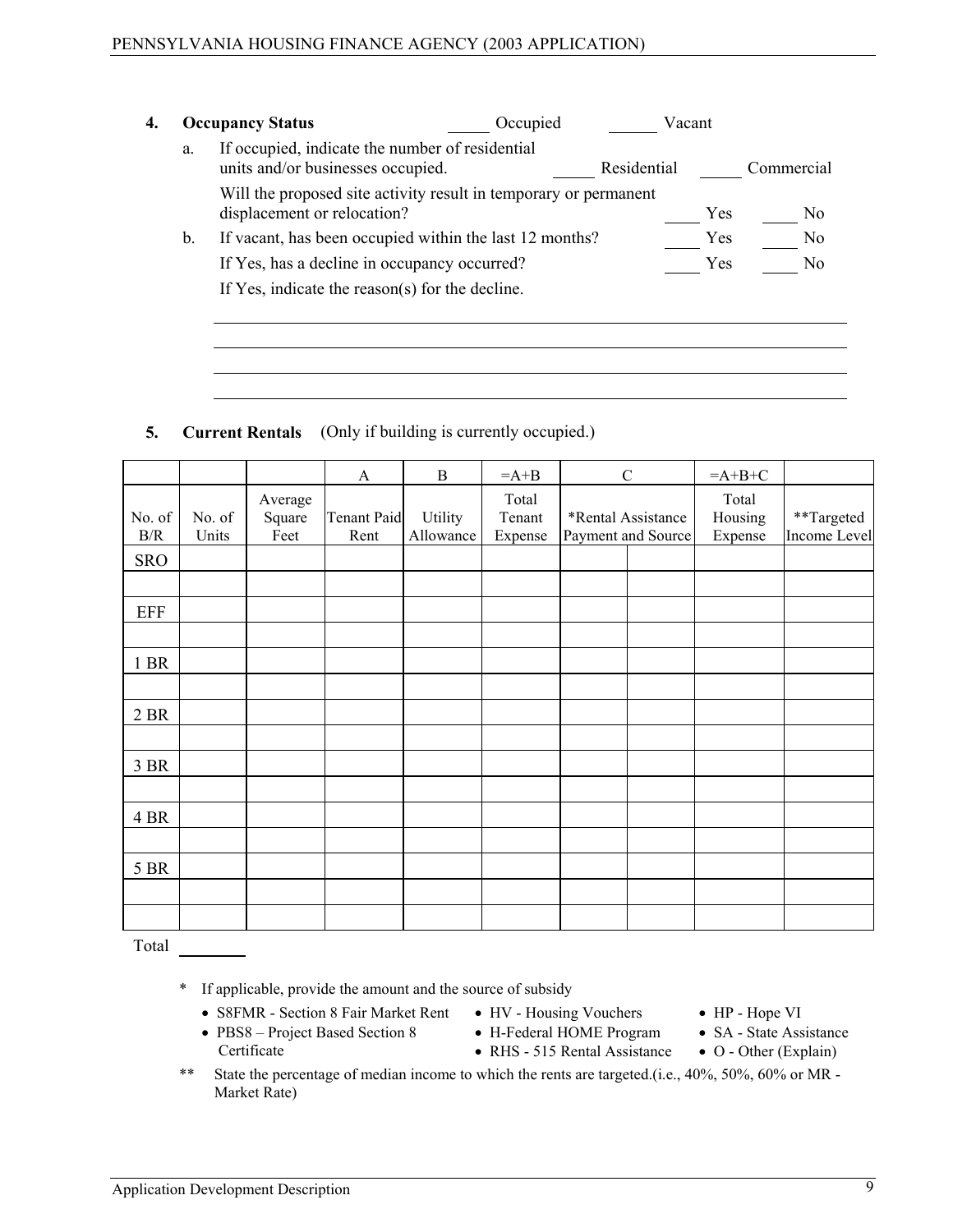**4. Occupancy Status** _____ Occupied ______ Vacant

a. If occupied, indicate the number of residential units and/or businesses occupied. _____ Residential _____ Commercial

Will the proposed site activity result in temporary or permanent displacement or relocation? ____ Yes ____ No

b. If vacant, has been occupied within the last 12 months? ____ Yes ____ No

If Yes, has a decline in occupancy occurred? ____ Yes ____ No

If Yes, indicate the reason(s) for the decline.

______________________________________________________________________

______________________________________________________________________

______________________________________________________________________

______________________________________________________________________

**5. Current Rentals** (Only if building is currently occupied.)

| | | | A | B | =A+B | C | | =A+B+C | |
|---|---|---|---|---|---|---|---|---|---|
| No. of B/R | No. of Units | Average Square Feet | Tenant Paid Rent | Utility Allowance | Total Tenant Expense | *Rental Assistance Payment and Source | | Total Housing Expense | **Targeted Income Level |
| SRO | | | | | | | | | |
| | | | | | | | | | |
| EFF | | | | | | | | | |
| | | | | | | | | | |
| 1 BR | | | | | | | | | |
| | | | | | | | | | |
| 2 BR | | | | | | | | | |
| | | | | | | | | | |
| 3 BR | | | | | | | | | |
| | | | | | | | | | |
| 4 BR | | | | | | | | | |
| | | | | | | | | | |
| 5 BR | | | | | | | | | |
| | | | | | | | | | |
| | | | | | | | | | |

Total ________

\* If applicable, provide the amount and the source of subsidy

- S8FMR - Section 8 Fair Market Rent
- PBS8 – Project Based Section 8 Certificate
- HV - Housing Vouchers
- H-Federal HOME Program
- RHS - 515 Rental Assistance
- HP - Hope VI
- SA - State Assistance
- O - Other (Explain)

** State the percentage of median income to which the rents are targeted.(i.e., 40%, 50%, 60% or MR - Market Rate)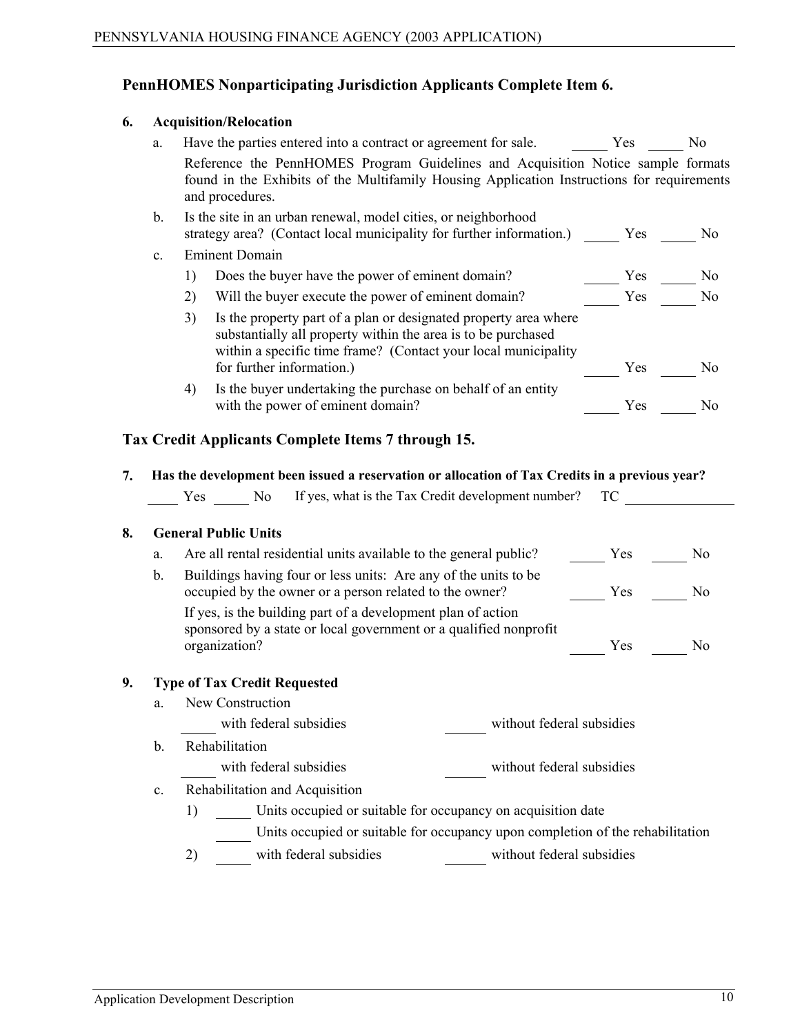## PennHOMES Nonparticipating Jurisdiction Applicants Complete Item 6.

**6. Acquisition/Relocation**

a. Have the parties entered into a contract or agreement for sale. _____ Yes _____ No

Reference the PennHOMES Program Guidelines and Acquisition Notice sample formats found in the Exhibits of the Multifamily Housing Application Instructions for requirements and procedures.

b. Is the site in an urban renewal, model cities, or neighborhood strategy area? (Contact local municipality for further information.) _____ Yes _____ No

c. Eminent Domain

1) Does the buyer have the power of eminent domain? _____ Yes _____ No

2) Will the buyer execute the power of eminent domain? _____ Yes _____ No

3) Is the property part of a plan or designated property area where substantially all property within the area is to be purchased within a specific time frame? (Contact your local municipality for further information.) _____ Yes _____ No

4) Is the buyer undertaking the purchase on behalf of an entity with the power of eminent domain? _____ Yes _____ No

## Tax Credit Applicants Complete Items 7 through 15.

**7. Has the development been issued a reservation or allocation of Tax Credits in a previous year?**

_____ Yes _____ No If yes, what is the Tax Credit development number? TC _______________

**8. General Public Units**

a. Are all rental residential units available to the general public? _____ Yes _____ No

b. Buildings having four or less units: Are any of the units to be occupied by the owner or a person related to the owner? _____ Yes _____ No

If yes, is the building part of a development plan of action sponsored by a state or local government or a qualified nonprofit organization? _____ Yes _____ No

**9. Type of Tax Credit Requested**

a. New Construction

_____ with federal subsidies _____ without federal subsidies

b. Rehabilitation

_____ with federal subsidies _____ without federal subsidies

c. Rehabilitation and Acquisition

1) _____ Units occupied or suitable for occupancy on acquisition date

_____ Units occupied or suitable for occupancy upon completion of the rehabilitation

2) _____ with federal subsidies _____ without federal subsidies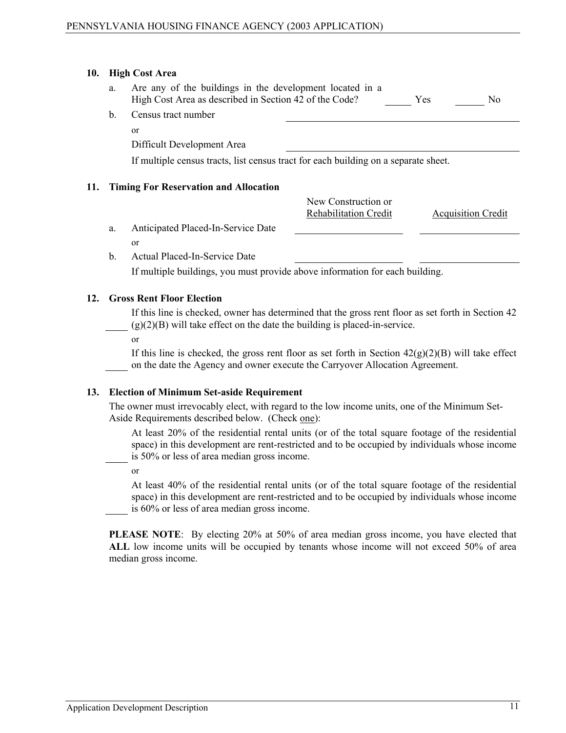**10. High Cost Area**

a. Are any of the buildings in the development located in a High Cost Area as described in Section 42 of the Code? _____ Yes _____ No

b. Census tract number ______________________________

or

Difficult Development Area ______________________________

If multiple census tracts, list census tract for each building on a separate sheet.

**11. Timing For Reservation and Allocation**

| | New Construction or Rehabilitation Credit | Acquisition Credit |
|---|---|---|
| a. Anticipated Placed-In-Service Date | ____________ | ____________ |
| or | | |
| b. Actual Placed-In-Service Date | ____________ | ____________ |

If multiple buildings, you must provide above information for each building.

**12. Gross Rent Floor Election**

_____ If this line is checked, owner has determined that the gross rent floor as set forth in Section 42 (g)(2)(B) will take effect on the date the building is placed-in-service.

or

_____ If this line is checked, the gross rent floor as set forth in Section 42(g)(2)(B) will take effect on the date the Agency and owner execute the Carryover Allocation Agreement.

**13. Election of Minimum Set-aside Requirement**

The owner must irrevocably elect, with regard to the low income units, one of the Minimum Set-Aside Requirements described below. (Check one):

_____ At least 20% of the residential rental units (or of the total square footage of the residential space) in this development are rent-restricted and to be occupied by individuals whose income is 50% or less of area median gross income.

or

_____ At least 40% of the residential rental units (or of the total square footage of the residential space) in this development are rent-restricted and to be occupied by individuals whose income is 60% or less of area median gross income.

**PLEASE NOTE**: By electing 20% at 50% of area median gross income, you have elected that **ALL** low income units will be occupied by tenants whose income will not exceed 50% of area median gross income.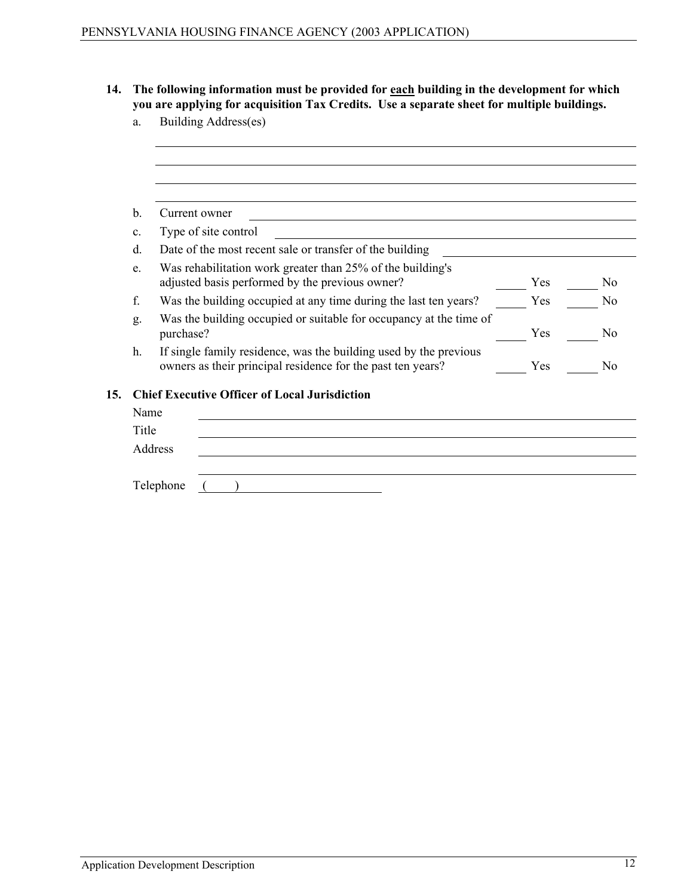**14. The following information must be provided for each building in the development for which you are applying for acquisition Tax Credits. Use a separate sheet for multiple buildings.**

a. Building Address(es)

\_\_\_\_\_\_\_\_\_\_\_\_\_\_\_\_\_\_\_\_\_\_\_\_\_\_\_\_\_\_\_\_\_\_\_\_\_\_\_\_

\_\_\_\_\_\_\_\_\_\_\_\_\_\_\_\_\_\_\_\_\_\_\_\_\_\_\_\_\_\_\_\_\_\_\_\_\_\_\_\_

\_\_\_\_\_\_\_\_\_\_\_\_\_\_\_\_\_\_\_\_\_\_\_\_\_\_\_\_\_\_\_\_\_\_\_\_\_\_\_\_

\_\_\_\_\_\_\_\_\_\_\_\_\_\_\_\_\_\_\_\_\_\_\_\_\_\_\_\_\_\_\_\_\_\_\_\_\_\_\_\_

b. Current owner \_\_\_\_\_\_\_\_\_\_\_\_\_\_\_\_\_\_\_\_\_\_\_\_\_\_\_\_

c. Type of site control \_\_\_\_\_\_\_\_\_\_\_\_\_\_\_\_\_\_\_\_\_\_\_\_\_\_\_\_

d. Date of the most recent sale or transfer of the building \_\_\_\_\_\_\_\_\_\_\_\_\_\_\_\_

e. Was rehabilitation work greater than 25% of the building's adjusted basis performed by the previous owner? \_\_\_\_ Yes \_\_\_\_ No

f. Was the building occupied at any time during the last ten years? \_\_\_\_ Yes \_\_\_\_ No

g. Was the building occupied or suitable for occupancy at the time of purchase? \_\_\_\_ Yes \_\_\_\_ No

h. If single family residence, was the building used by the previous owners as their principal residence for the past ten years? \_\_\_\_ Yes \_\_\_\_ No

**15. Chief Executive Officer of Local Jurisdiction**

Name \_\_\_\_\_\_\_\_\_\_\_\_\_\_\_\_\_\_\_\_\_\_\_\_\_\_\_\_

Title \_\_\_\_\_\_\_\_\_\_\_\_\_\_\_\_\_\_\_\_\_\_\_\_\_\_\_\_

Address \_\_\_\_\_\_\_\_\_\_\_\_\_\_\_\_\_\_\_\_\_\_\_\_\_\_\_\_

\_\_\_\_\_\_\_\_\_\_\_\_\_\_\_\_\_\_\_\_\_\_\_\_\_\_\_\_

Telephone (      ) \_\_\_\_\_\_\_\_\_\_\_\_\_\_\_\_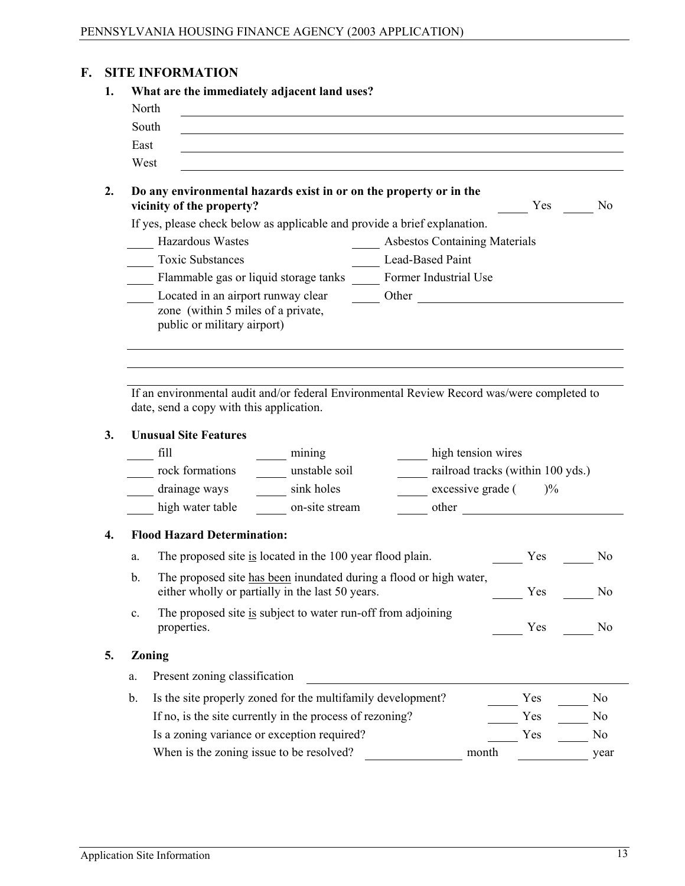## F. SITE INFORMATION

1. **What are the immediately adjacent land uses?**

   North \_\_\_\_\_\_\_\_\_\_\_\_\_\_\_\_\_\_\_\_\_\_\_\_\_\_\_\_\_\_\_\_\_\_\_\_\_\_\_\_

   South \_\_\_\_\_\_\_\_\_\_\_\_\_\_\_\_\_\_\_\_\_\_\_\_\_\_\_\_\_\_\_\_\_\_\_\_\_\_\_\_

   East \_\_\_\_\_\_\_\_\_\_\_\_\_\_\_\_\_\_\_\_\_\_\_\_\_\_\_\_\_\_\_\_\_\_\_\_\_\_\_\_

   West \_\_\_\_\_\_\_\_\_\_\_\_\_\_\_\_\_\_\_\_\_\_\_\_\_\_\_\_\_\_\_\_\_\_\_\_\_\_\_\_

2. **Do any environmental hazards exist in or on the property or in the vicinity of the property?** \_\_\_\_ Yes \_\_\_\_ No

   If yes, please check below as applicable and provide a brief explanation.

   \_\_\_\_ Hazardous Wastes
   \_\_\_\_ Asbestos Containing Materials
   \_\_\_\_ Toxic Substances
   \_\_\_\_ Lead-Based Paint
   \_\_\_\_ Flammable gas or liquid storage tanks
   \_\_\_\_ Former Industrial Use
   \_\_\_\_ Located in an airport runway clear zone (within 5 miles of a private, public or military airport)
   \_\_\_\_ Other \_\_\_\_\_\_\_\_\_\_\_\_\_\_\_\_\_\_\_\_

   \_\_\_\_\_\_\_\_\_\_\_\_\_\_\_\_\_\_\_\_\_\_\_\_\_\_\_\_\_\_\_\_\_\_\_\_\_\_\_\_

   \_\_\_\_\_\_\_\_\_\_\_\_\_\_\_\_\_\_\_\_\_\_\_\_\_\_\_\_\_\_\_\_\_\_\_\_\_\_\_\_

   \_\_\_\_\_\_\_\_\_\_\_\_\_\_\_\_\_\_\_\_\_\_\_\_\_\_\_\_\_\_\_\_\_\_\_\_\_\_\_\_

   If an environmental audit and/or federal Environmental Review Record was/were completed to date, send a copy with this application.

3. **Unusual Site Features**

   \_\_\_\_ fill
   \_\_\_\_ mining
   \_\_\_\_ high tension wires
   \_\_\_\_ rock formations
   \_\_\_\_ unstable soil
   \_\_\_\_ railroad tracks (within 100 yds.)
   \_\_\_\_ drainage ways
   \_\_\_\_ sink holes
   \_\_\_\_ excessive grade (     )%
   \_\_\_\_ high water table
   \_\_\_\_ on-site stream
   \_\_\_\_ other \_\_\_\_\_\_\_\_\_\_\_\_\_\_\_\_\_\_\_\_

4. **Flood Hazard Determination:**

   a. The proposed site <u>is</u> located in the 100 year flood plain. \_\_\_\_ Yes \_\_\_\_ No

   b. The proposed site <u>has been</u> inundated during a flood or high water, either wholly or partially in the last 50 years. \_\_\_\_ Yes \_\_\_\_ No

   c. The proposed site <u>is</u> subject to water run-off from adjoining properties. \_\_\_\_ Yes \_\_\_\_ No

5. **Zoning**

   a. Present zoning classification \_\_\_\_\_\_\_\_\_\_\_\_\_\_\_\_\_\_\_\_

   b. Is the site properly zoned for the multifamily development? \_\_\_\_ Yes \_\_\_\_ No

      If no, is the site currently in the process of rezoning? \_\_\_\_ Yes \_\_\_\_ No

      Is a zoning variance or exception required? \_\_\_\_ Yes \_\_\_\_ No

      When is the zoning issue to be resolved? \_\_\_\_\_\_\_\_ month \_\_\_\_\_\_\_\_ year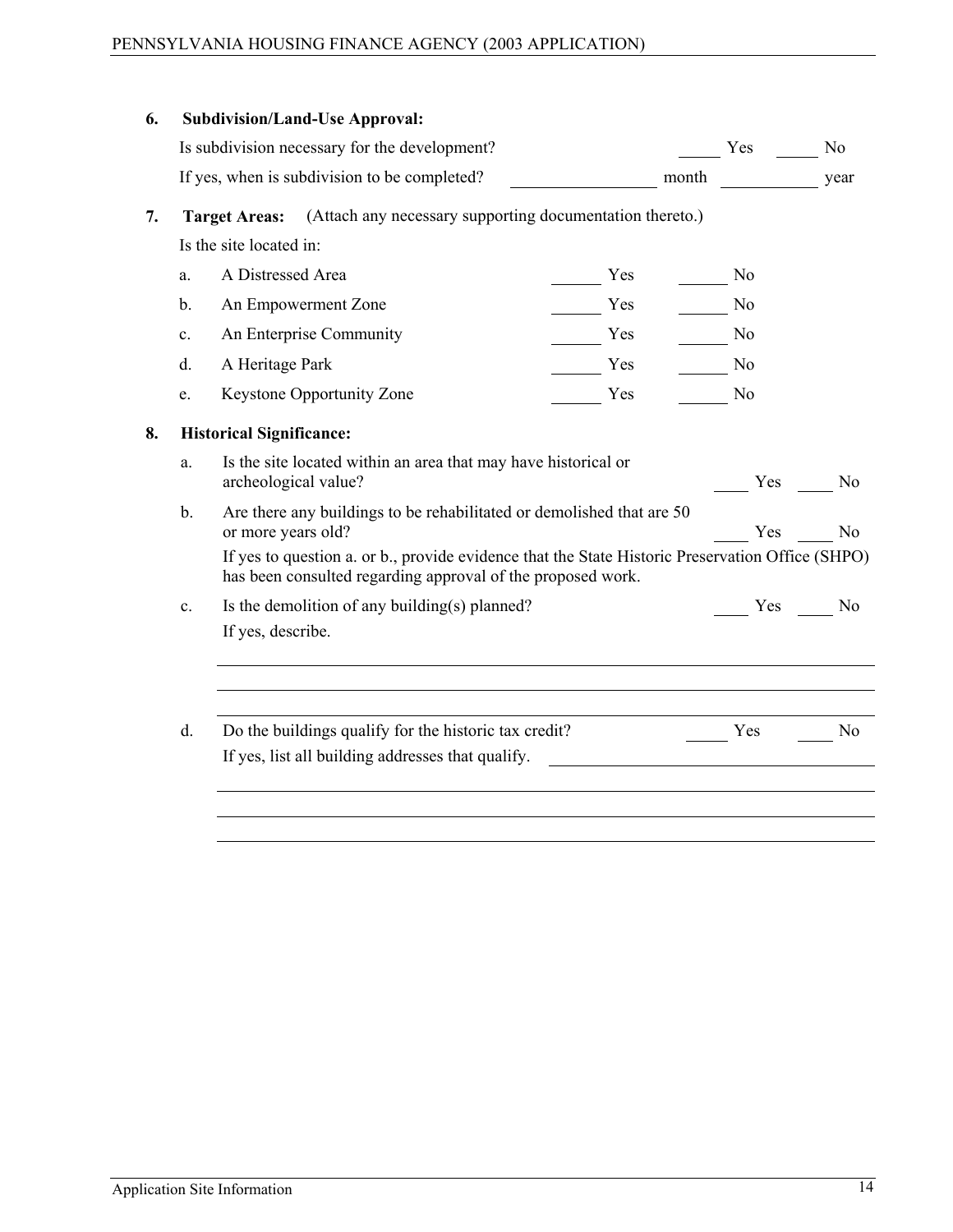**6. Subdivision/Land-Use Approval:**

Is subdivision necessary for the development? _____ Yes _____ No

If yes, when is subdivision to be completed? ________________ month ___________ year

**7. Target Areas:** (Attach any necessary supporting documentation thereto.)

Is the site located in:

a. A Distressed Area ______ Yes ______ No

b. An Empowerment Zone ______ Yes ______ No

c. An Enterprise Community ______ Yes ______ No

d. A Heritage Park ______ Yes ______ No

e. Keystone Opportunity Zone ______ Yes ______ No

**8. Historical Significance:**

a. Is the site located within an area that may have historical or archeological value? ____ Yes ____ No

b. Are there any buildings to be rehabilitated or demolished that are 50 or more years old? ____ Yes ____ No

If yes to question a. or b., provide evidence that the State Historic Preservation Office (SHPO) has been consulted regarding approval of the proposed work.

c. Is the demolition of any building(s) planned? ____ Yes ____ No

If yes, describe.

______________________________________________________________________

______________________________________________________________________

______________________________________________________________________

d. Do the buildings qualify for the historic tax credit? _____ Yes _____ No

If yes, list all building addresses that qualify. ______________________________

______________________________________________________________________

______________________________________________________________________

______________________________________________________________________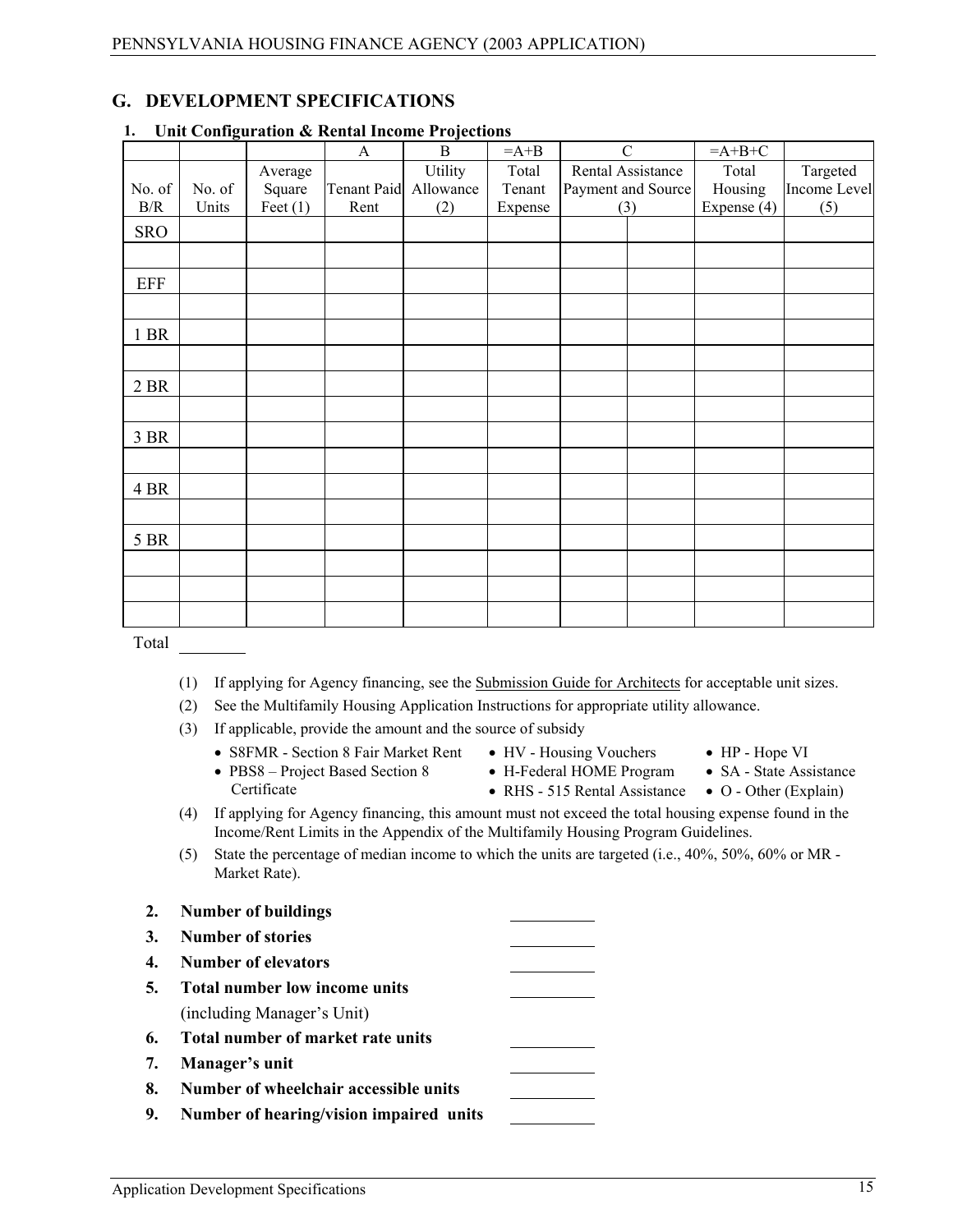## G. DEVELOPMENT SPECIFICATIONS

### 1. Unit Configuration & Rental Income Projections

| | | | A | B | =A+B | C | | =A+B+C | |
|---|---|---|---|---|---|---|---|---|---|
| No. of B/R | No. of Units | Average Square Feet (1) | Tenant Paid Rent | Utility Allowance (2) | Total Tenant Expense | Rental Assistance Payment and Source (3) | | Total Housing Expense (4) | Targeted Income Level (5) |
| SRO | | | | | | | | | |
| | | | | | | | | | |
| EFF | | | | | | | | | |
| | | | | | | | | | |
| 1 BR | | | | | | | | | |
| | | | | | | | | | |
| 2 BR | | | | | | | | | |
| | | | | | | | | | |
| 3 BR | | | | | | | | | |
| | | | | | | | | | |
| 4 BR | | | | | | | | | |
| | | | | | | | | | |
| 5 BR | | | | | | | | | |
| | | | | | | | | | |
| | | | | | | | | | |
| | | | | | | | | | |

Total \_\_\_\_\_\_\_\_

(1) If applying for Agency financing, see the Submission Guide for Architects for acceptable unit sizes.

(2) See the Multifamily Housing Application Instructions for appropriate utility allowance.

(3) If applicable, provide the amount and the source of subsidy

- S8FMR - Section 8 Fair Market Rent
- PBS8 – Project Based Section 8 Certificate
- HV - Housing Vouchers
- H-Federal HOME Program
- RHS - 515 Rental Assistance
- HP - Hope VI
- SA - State Assistance
- O - Other (Explain)

(4) If applying for Agency financing, this amount must not exceed the total housing expense found in the Income/Rent Limits in the Appendix of the Multifamily Housing Program Guidelines.

(5) State the percentage of median income to which the units are targeted (i.e., 40%, 50%, 60% or MR - Market Rate).

2. **Number of buildings** \_\_\_\_\_\_\_\_\_\_
3. **Number of stories** \_\_\_\_\_\_\_\_\_\_
4. **Number of elevators** \_\_\_\_\_\_\_\_\_\_
5. **Total number low income units** \_\_\_\_\_\_\_\_\_\_
   (including Manager's Unit)
6. **Total number of market rate units** \_\_\_\_\_\_\_\_\_\_
7. **Manager's unit** \_\_\_\_\_\_\_\_\_\_
8. **Number of wheelchair accessible units** \_\_\_\_\_\_\_\_\_\_
9. **Number of hearing/vision impaired units** \_\_\_\_\_\_\_\_\_\_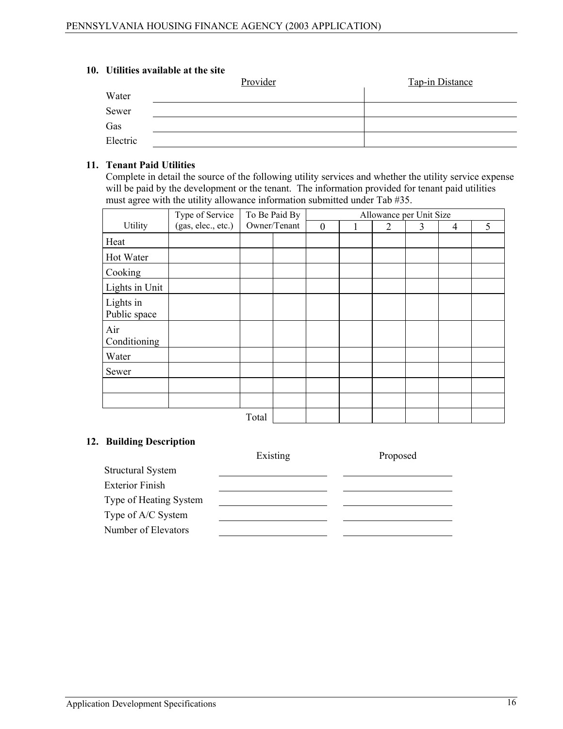**10. Utilities available at the site**

| | Provider | Tap-in Distance |
|---|---|---|
| Water | | |
| Sewer | | |
| Gas | | |
| Electric | | |

**11. Tenant Paid Utilities**

Complete in detail the source of the following utility services and whether the utility service expense will be paid by the development or the tenant. The information provided for tenant paid utilities must agree with the utility allowance information submitted under Tab #35.

| Utility | Type of Service (gas, elec., etc.) | To Be Paid By Owner/Tenant | | Allowance per Unit Size | | | | | |
|---|---|---|---|---|---|---|---|---|---|
| | | | | 0 | 1 | 2 | 3 | 4 | 5 |
| Heat | | | | | | | | | |
| Hot Water | | | | | | | | | |
| Cooking | | | | | | | | | |
| Lights in Unit | | | | | | | | | |
| Lights in Public space | | | | | | | | | |
| Air Conditioning | | | | | | | | | |
| Water | | | | | | | | | |
| Sewer | | | | | | | | | |
| | | | | | | | | | |
| | | | | | | | | | |
| | | Total | | | | | | | |

**12. Building Description**

| | Existing | Proposed |
|---|---|---|
| Structural System | | |
| Exterior Finish | | |
| Type of Heating System | | |
| Type of A/C System | | |
| Number of Elevators | | |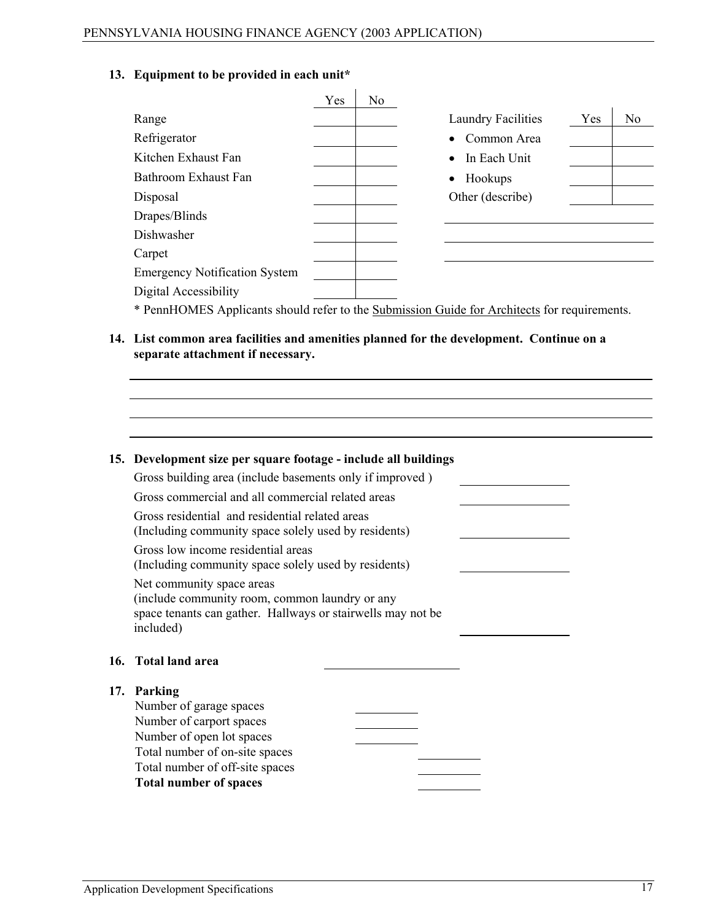**13. Equipment to be provided in each unit***

| | Yes | No |
|---|---|---|
| Range | | |
| Refrigerator | | |
| Kitchen Exhaust Fan | | |
| Bathroom Exhaust Fan | | |
| Disposal | | |
| Drapes/Blinds | | |
| Dishwasher | | |
| Carpet | | |
| Emergency Notification System | | |
| Digital Accessibility | | |

| Laundry Facilities | Yes | No |
|---|---|---|
| • Common Area | | |
| • In Each Unit | | |
| • Hookups | | |
| Other (describe) | | |

______________________________

______________________________

______________________________

* PennHOMES Applicants should refer to the Submission Guide for Architects for requirements.

**14. List common area facilities and amenities planned for the development. Continue on a separate attachment if necessary.**

______________________________

______________________________

______________________________

______________________________

**15. Development size per square footage - include all buildings**

Gross building area (include basements only if improved ) ______________

Gross commercial and all commercial related areas ______________

Gross residential and residential related areas
(Including community space solely used by residents) ______________

Gross low income residential areas
(Including community space solely used by residents) ______________

Net community space areas
(include community room, common laundry or any space tenants can gather. Hallways or stairwells may not be included) ______________

**16. Total land area** ______________

**17. Parking**

Number of garage spaces ________

Number of carport spaces ________

Number of open lot spaces ________

Total number of on-site spaces ________

Total number of off-site spaces ________

**Total number of spaces** ________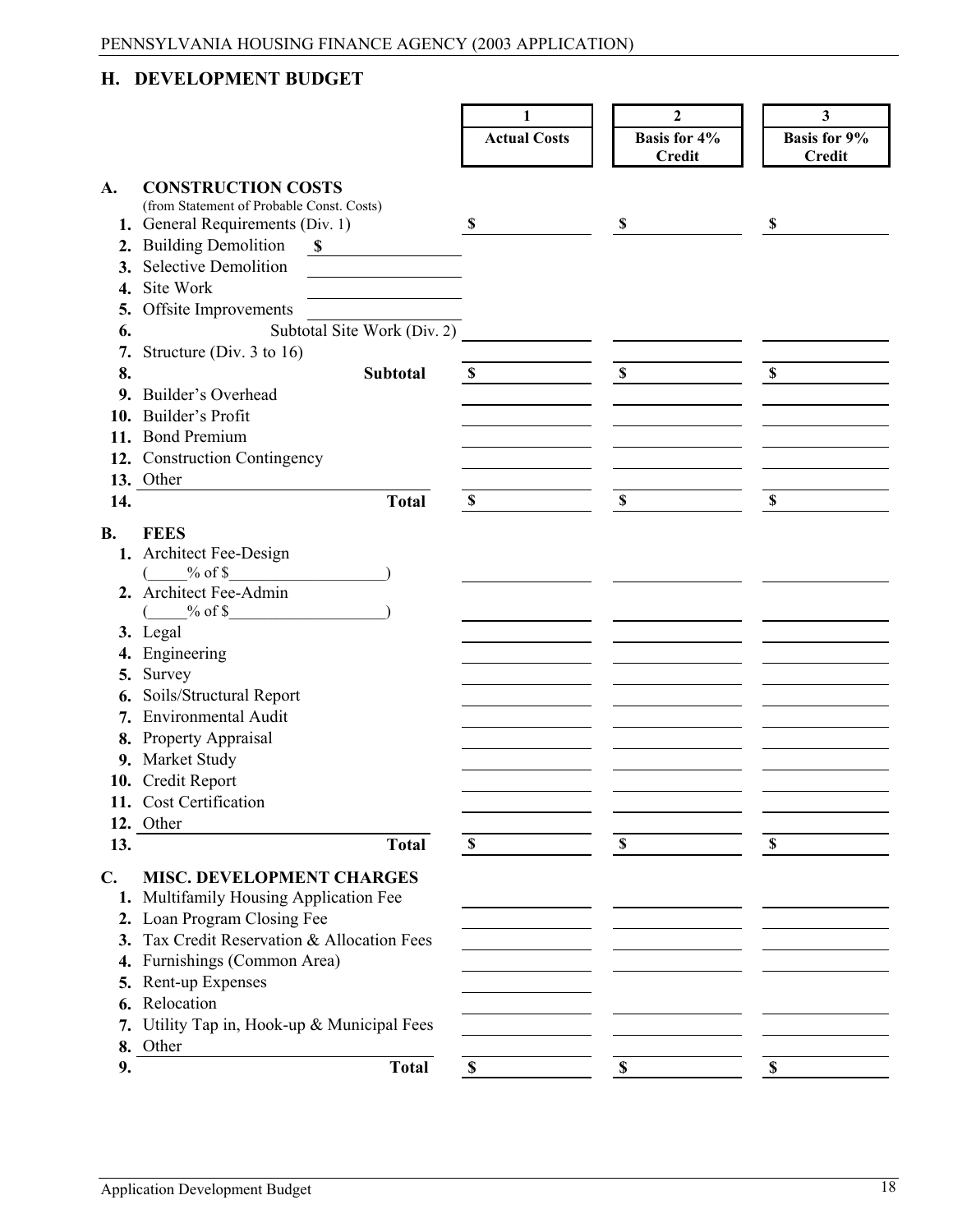## H. DEVELOPMENT BUDGET

| | | 1<br>Actual Costs | 2<br>Basis for 4% Credit | 3<br>Basis for 9% Credit |
|---|---|---|---|---|
| **A.** | **CONSTRUCTION COSTS** (from Statement of Probable Const. Costs) | | | |
| **1.** | General Requirements (Div. 1) | $ | $ | $ |
| **2.** | Building Demolition $ | | | |
| **3.** | Selective Demolition | | | |
| **4.** | Site Work | | | |
| **5.** | Offsite Improvements | | | |
| **6.** | Subtotal Site Work (Div. 2) | | | |
| **7.** | Structure (Div. 3 to 16) | | | |
| **8.** | **Subtotal** | $ | $ | $ |
| **9.** | Builder's Overhead | | | |
| **10.** | Builder's Profit | | | |
| **11.** | Bond Premium | | | |
| **12.** | Construction Contingency | | | |
| **13.** | Other | | | |
| **14.** | **Total** | $ | $ | $ |
| **B.** | **FEES** | | | |
| **1.** | Architect Fee-Design (_____% of $___________________) | | | |
| **2.** | Architect Fee-Admin (_____% of $___________________) | | | |
| **3.** | Legal | | | |
| **4.** | Engineering | | | |
| **5.** | Survey | | | |
| **6.** | Soils/Structural Report | | | |
| **7.** | Environmental Audit | | | |
| **8.** | Property Appraisal | | | |
| **9.** | Market Study | | | |
| **10.** | Credit Report | | | |
| **11.** | Cost Certification | | | |
| **12.** | Other | | | |
| **13.** | **Total** | $ | $ | $ |
| **C.** | **MISC. DEVELOPMENT CHARGES** | | | |
| **1.** | Multifamily Housing Application Fee | | | |
| **2.** | Loan Program Closing Fee | | | |
| **3.** | Tax Credit Reservation & Allocation Fees | | | |
| **4.** | Furnishings (Common Area) | | | |
| **5.** | Rent-up Expenses | | | |
| **6.** | Relocation | | | |
| **7.** | Utility Tap in, Hook-up & Municipal Fees | | | |
| **8.** | Other | | | |
| **9.** | **Total** | $ | $ | $ |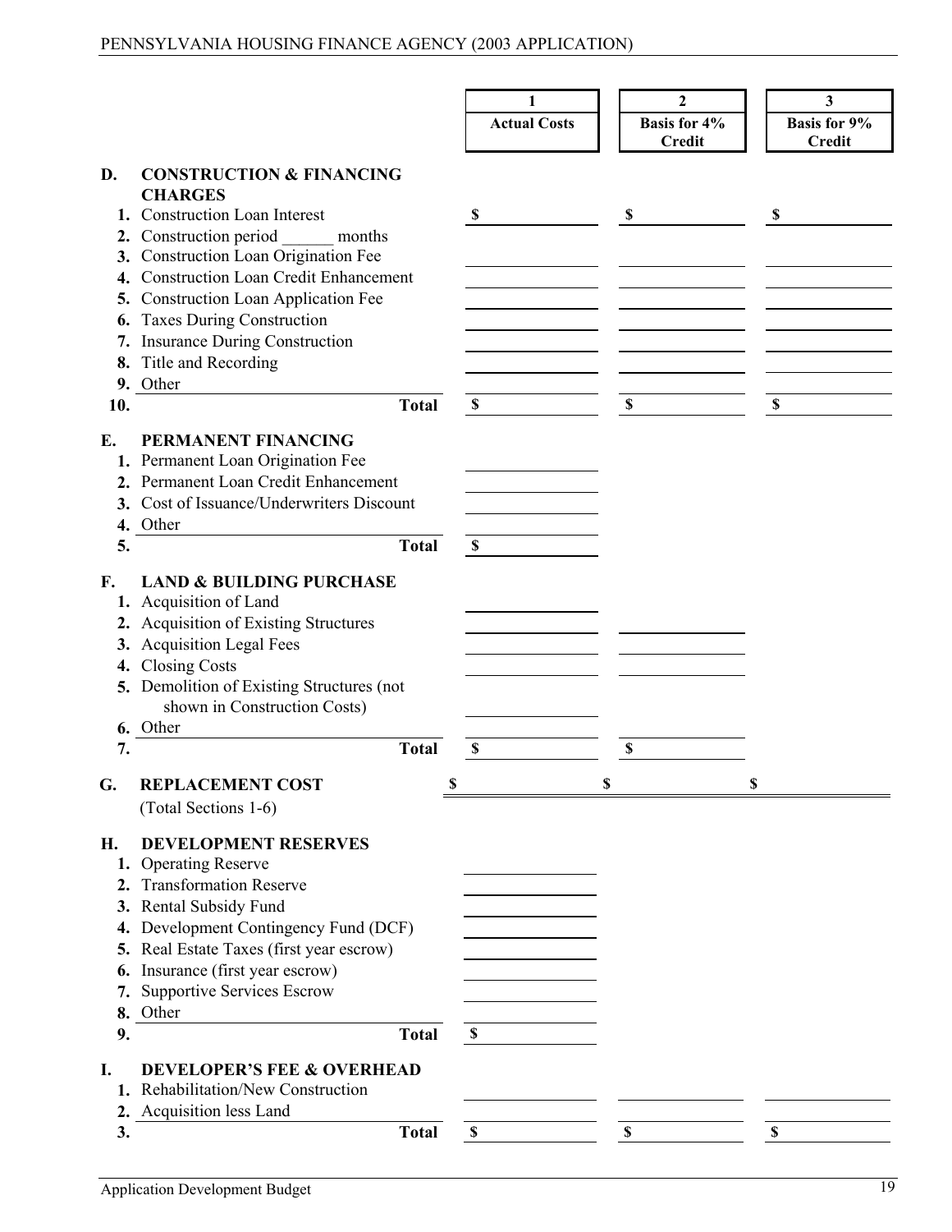| | | 1<br>Actual Costs | 2<br>Basis for 4% Credit | 3<br>Basis for 9% Credit |
|---|---|---|---|---|
| **D.** | **CONSTRUCTION & FINANCING CHARGES** | | | |
| **1.** | Construction Loan Interest | $ | $ | $ |
| **2.** | Construction period ______ months | | | |
| **3.** | Construction Loan Origination Fee | | | |
| **4.** | Construction Loan Credit Enhancement | | | |
| **5.** | Construction Loan Application Fee | | | |
| **6.** | Taxes During Construction | | | |
| **7.** | Insurance During Construction | | | |
| **8.** | Title and Recording | | | |
| **9.** | Other | | | |
| **10.** | **Total** | $ | $ | $ |
| **E.** | **PERMANENT FINANCING** | | | |
| **1.** | Permanent Loan Origination Fee | | | |
| **2.** | Permanent Loan Credit Enhancement | | | |
| **3.** | Cost of Issuance/Underwriters Discount | | | |
| **4.** | Other | | | |
| **5.** | **Total** | $ | | |
| **F.** | **LAND & BUILDING PURCHASE** | | | |
| **1.** | Acquisition of Land | | | |
| **2.** | Acquisition of Existing Structures | | | |
| **3.** | Acquisition Legal Fees | | | |
| **4.** | Closing Costs | | | |
| **5.** | Demolition of Existing Structures (not shown in Construction Costs) | | | |
| **6.** | Other | | | |
| **7.** | **Total** | $ | $ | |
| **G.** | **REPLACEMENT COST**<br>(Total Sections 1-6) | $ | $ | $ |
| **H.** | **DEVELOPMENT RESERVES** | | | |
| **1.** | Operating Reserve | | | |
| **2.** | Transformation Reserve | | | |
| **3.** | Rental Subsidy Fund | | | |
| **4.** | Development Contingency Fund (DCF) | | | |
| **5.** | Real Estate Taxes (first year escrow) | | | |
| **6.** | Insurance (first year escrow) | | | |
| **7.** | Supportive Services Escrow | | | |
| **8.** | Other | | | |
| **9.** | **Total** | $ | | |
| **I.** | **DEVELOPER'S FEE & OVERHEAD** | | | |
| **1.** | Rehabilitation/New Construction | | | |
| **2.** | Acquisition less Land | | | |
| **3.** | **Total** | $ | $ | $ |

Application Development Budget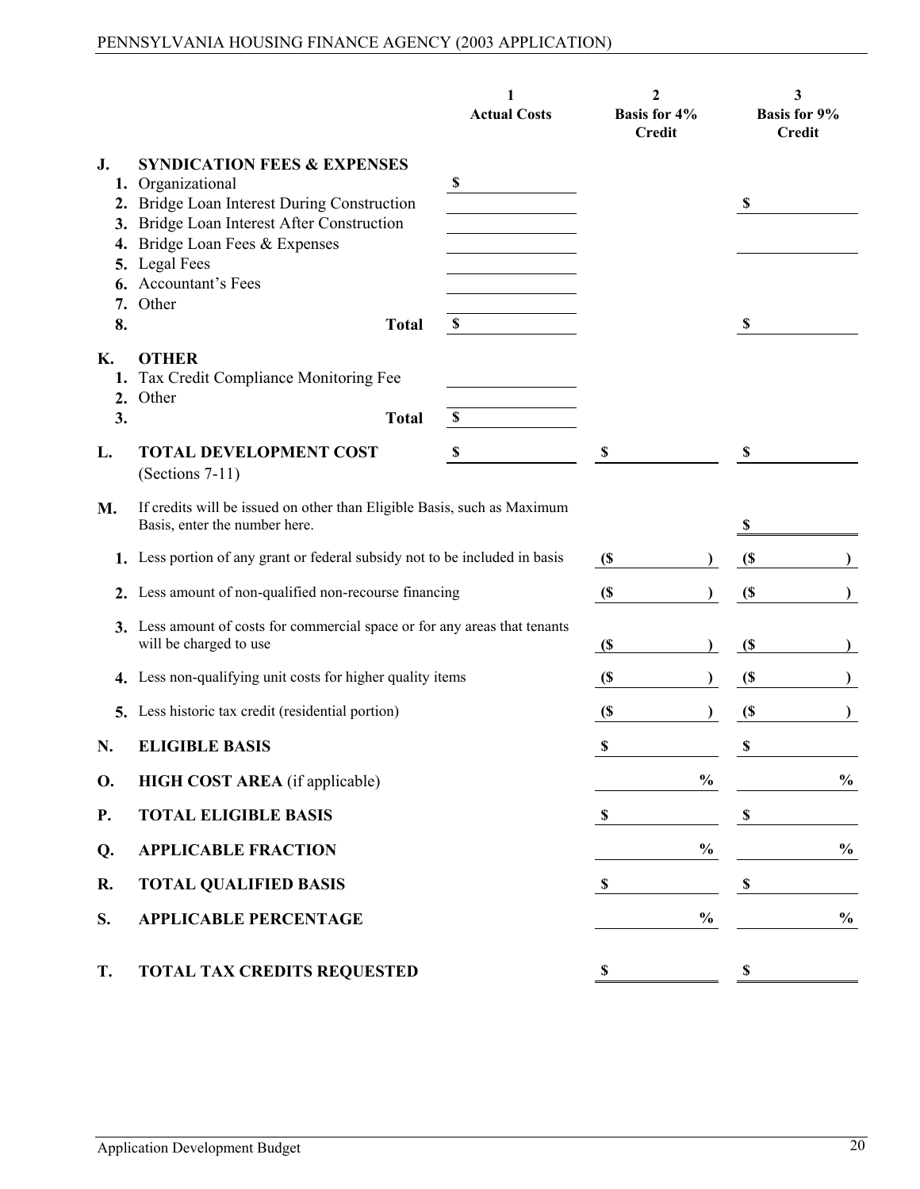| | | 1<br>Actual Costs | 2<br>Basis for 4% Credit | 3<br>Basis for 9% Credit |
|---|---|---|---|---|
| **J.** | **SYNDICATION FEES & EXPENSES** | | | |
| **1.** | Organizational | $ | | |
| **2.** | Bridge Loan Interest During Construction | | | $ |
| **3.** | Bridge Loan Interest After Construction | | | |
| **4.** | Bridge Loan Fees & Expenses | | | |
| **5.** | Legal Fees | | | |
| **6.** | Accountant's Fees | | | |
| **7.** | Other | | | |
| **8.** | **Total** | $ | | $ |
| **K.** | **OTHER** | | | |
| **1.** | Tax Credit Compliance Monitoring Fee | | | |
| **2.** | Other | | | |
| **3.** | **Total** | $ | | |
| **L.** | **TOTAL DEVELOPMENT COST** (Sections 7-11) | $ | $ | $ |
| **M.** | If credits will be issued on other than Eligible Basis, such as Maximum Basis, enter the number here. | | | $ |
| **1.** | Less portion of any grant or federal subsidy not to be included in basis | | ($ ) | ($ ) |
| **2.** | Less amount of non-qualified non-recourse financing | | ($ ) | ($ ) |
| **3.** | Less amount of costs for commercial space or for any areas that tenants will be charged to use | | ($ ) | ($ ) |
| **4.** | Less non-qualifying unit costs for higher quality items | | ($ ) | ($ ) |
| **5.** | Less historic tax credit (residential portion) | | ($ ) | ($ ) |
| **N.** | **ELIGIBLE BASIS** | | $ | $ |
| **O.** | **HIGH COST AREA** (if applicable) | | % | % |
| **P.** | **TOTAL ELIGIBLE BASIS** | | $ | $ |
| **Q.** | **APPLICABLE FRACTION** | | % | % |
| **R.** | **TOTAL QUALIFIED BASIS** | | $ | $ |
| **S.** | **APPLICABLE PERCENTAGE** | | % | % |
| **T.** | **TOTAL TAX CREDITS REQUESTED** | | $ | $ |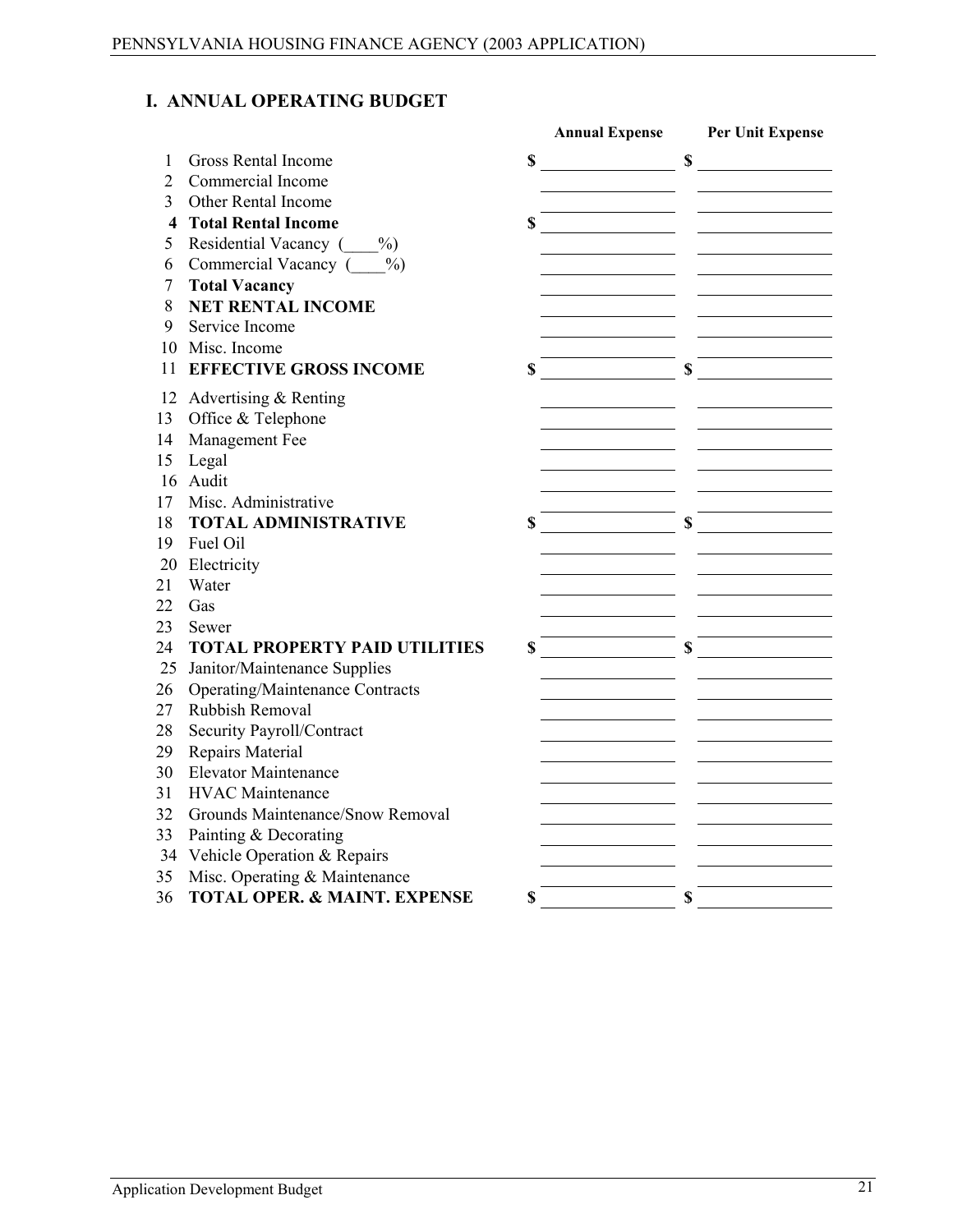## I. ANNUAL OPERATING BUDGET

| | | Annual Expense | Per Unit Expense |
|---|---|---|---|
| 1 | Gross Rental Income | $ | $ |
| 2 | Commercial Income | | |
| 3 | Other Rental Income | | |
| **4** | **Total Rental Income** | $ | |
| 5 | Residential Vacancy (____%) | | |
| 6 | Commercial Vacancy (____%) | | |
| 7 | **Total Vacancy** | | |
| 8 | **NET RENTAL INCOME** | | |
| 9 | Service Income | | |
| 10 | Misc. Income | | |
| 11 | **EFFECTIVE GROSS INCOME** | $ | $ |
| 12 | Advertising & Renting | | |
| 13 | Office & Telephone | | |
| 14 | Management Fee | | |
| 15 | Legal | | |
| 16 | Audit | | |
| 17 | Misc. Administrative | | |
| 18 | **TOTAL ADMINISTRATIVE** | $ | $ |
| 19 | Fuel Oil | | |
| 20 | Electricity | | |
| 21 | Water | | |
| 22 | Gas | | |
| 23 | Sewer | | |
| 24 | **TOTAL PROPERTY PAID UTILITIES** | $ | $ |
| 25 | Janitor/Maintenance Supplies | | |
| 26 | Operating/Maintenance Contracts | | |
| 27 | Rubbish Removal | | |
| 28 | Security Payroll/Contract | | |
| 29 | Repairs Material | | |
| 30 | Elevator Maintenance | | |
| 31 | HVAC Maintenance | | |
| 32 | Grounds Maintenance/Snow Removal | | |
| 33 | Painting & Decorating | | |
| 34 | Vehicle Operation & Repairs | | |
| 35 | Misc. Operating & Maintenance | | |
| 36 | **TOTAL OPER. & MAINT. EXPENSE** | $ | $ |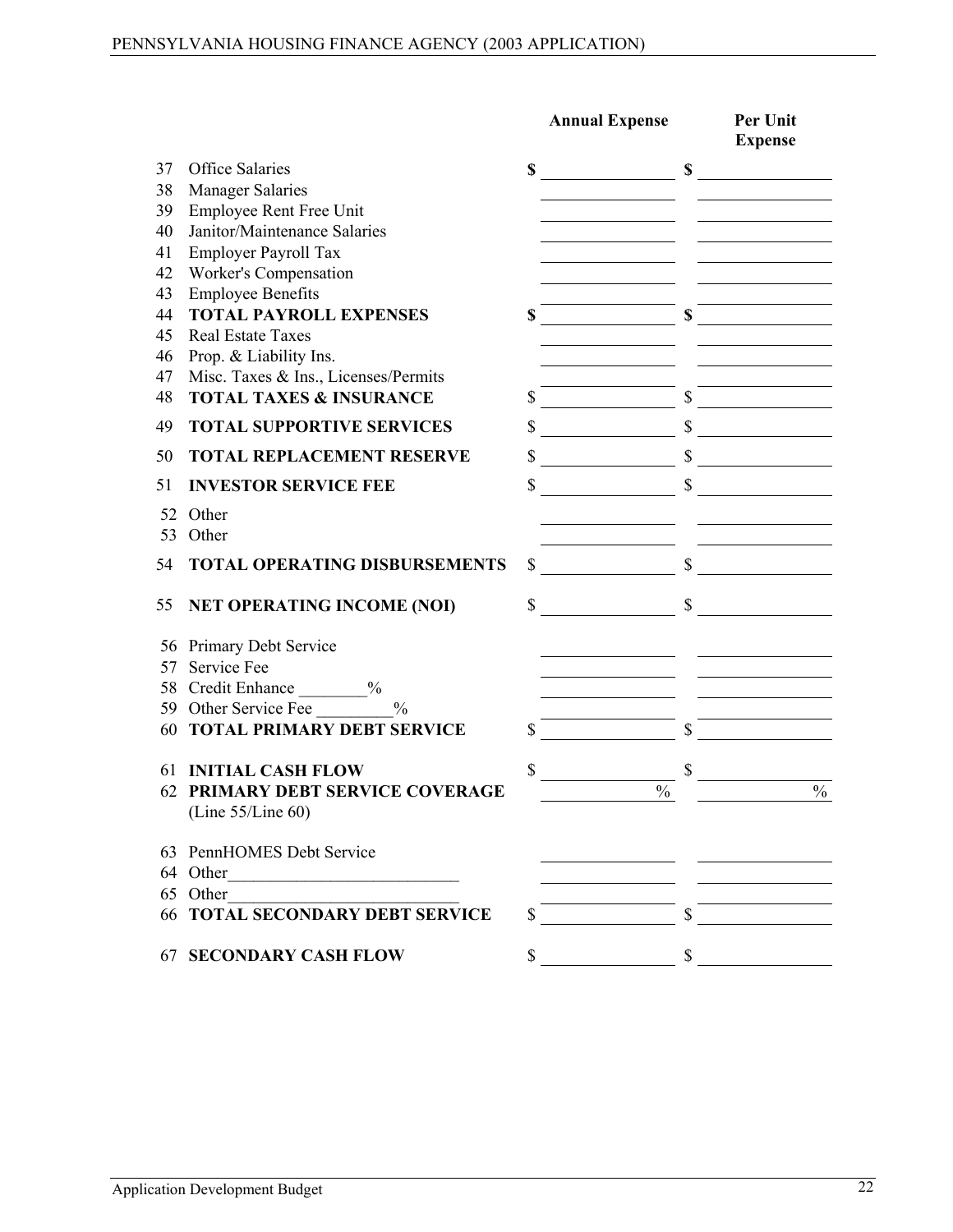| | | Annual Expense | Per Unit Expense |
|---|---|---|---|
| 37 | Office Salaries | **$** | **$** |
| 38 | Manager Salaries | | |
| 39 | Employee Rent Free Unit | | |
| 40 | Janitor/Maintenance Salaries | | |
| 41 | Employer Payroll Tax | | |
| 42 | Worker's Compensation | | |
| 43 | Employee Benefits | | |
| 44 | **TOTAL PAYROLL EXPENSES** | **$** | **$** |
| 45 | Real Estate Taxes | | |
| 46 | Prop. & Liability Ins. | | |
| 47 | Misc. Taxes & Ins., Licenses/Permits | | |
| 48 | **TOTAL TAXES & INSURANCE** | $ | $ |
| 49 | **TOTAL SUPPORTIVE SERVICES** | $ | $ |
| 50 | **TOTAL REPLACEMENT RESERVE** | $ | $ |
| 51 | **INVESTOR SERVICE FEE** | $ | $ |
| 52 | Other | | |
| 53 | Other | | |
| 54 | **TOTAL OPERATING DISBURSEMENTS** | $ | $ |
| 55 | **NET OPERATING INCOME (NOI)** | $ | $ |
| 56 | Primary Debt Service | | |
| 57 | Service Fee | | |
| 58 | Credit Enhance ________% | | |
| 59 | Other Service Fee _________% | | |
| 60 | **TOTAL PRIMARY DEBT SERVICE** | $ | $ |
| 61 | **INITIAL CASH FLOW** | $ | $ |
| 62 | **PRIMARY DEBT SERVICE COVERAGE** (Line 55/Line 60) | % | % |
| 63 | PennHOMES Debt Service | | |
| 64 | Other___________________________ | | |
| 65 | Other___________________________ | | |
| 66 | **TOTAL SECONDARY DEBT SERVICE** | $ | $ |
| 67 | **SECONDARY CASH FLOW** | $ | $ |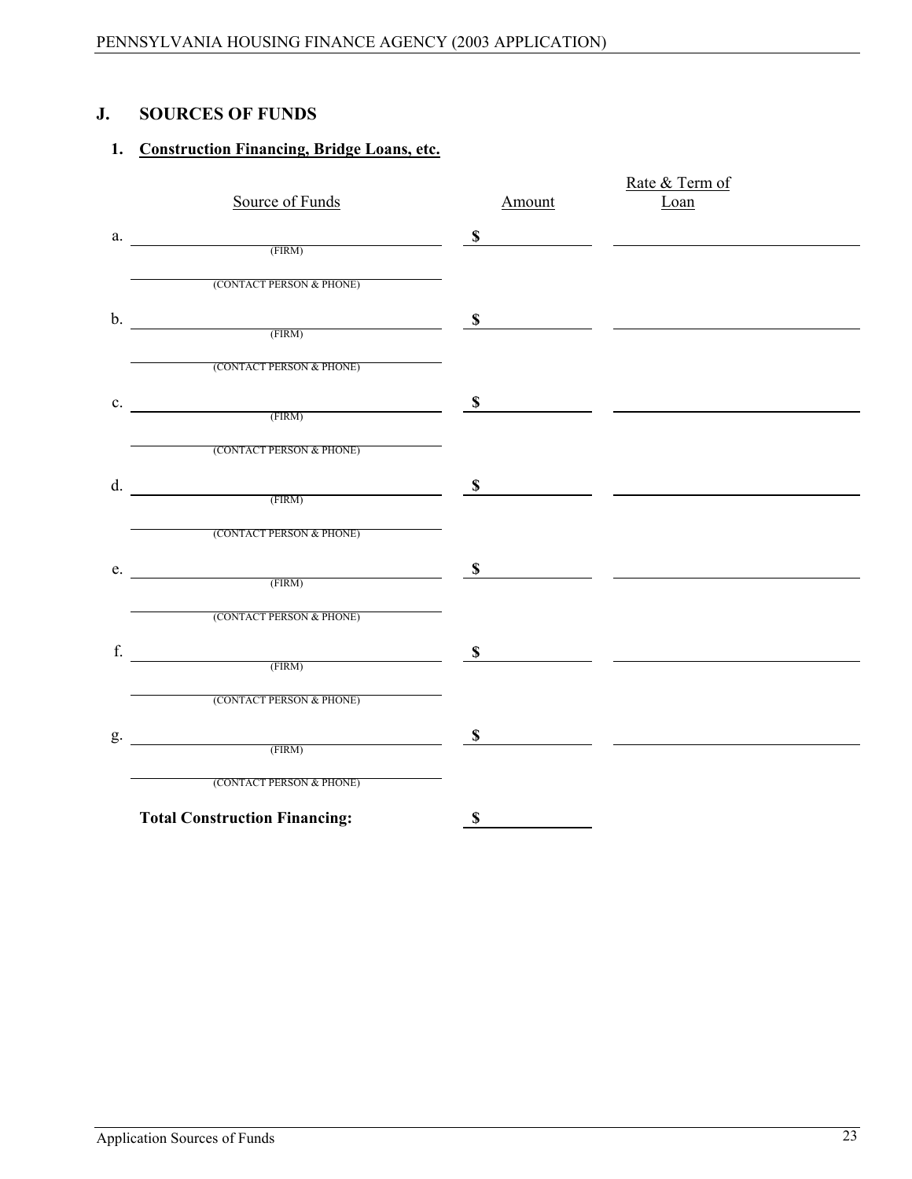## J. SOURCES OF FUNDS

### 1. Construction Financing, Bridge Loans, etc.

| | Source of Funds | Amount | Rate & Term of Loan |
|---|---|---|---|
| a. | (FIRM) | $ | |
| | (CONTACT PERSON & PHONE) | | |
| b. | (FIRM) | $ | |
| | (CONTACT PERSON & PHONE) | | |
| c. | (FIRM) | $ | |
| | (CONTACT PERSON & PHONE) | | |
| d. | (FIRM) | $ | |
| | (CONTACT PERSON & PHONE) | | |
| e. | (FIRM) | $ | |
| | (CONTACT PERSON & PHONE) | | |
| f. | (FIRM) | $ | |
| | (CONTACT PERSON & PHONE) | | |
| g. | (FIRM) | $ | |
| | (CONTACT PERSON & PHONE) | | |
| | **Total Construction Financing:** | $ | |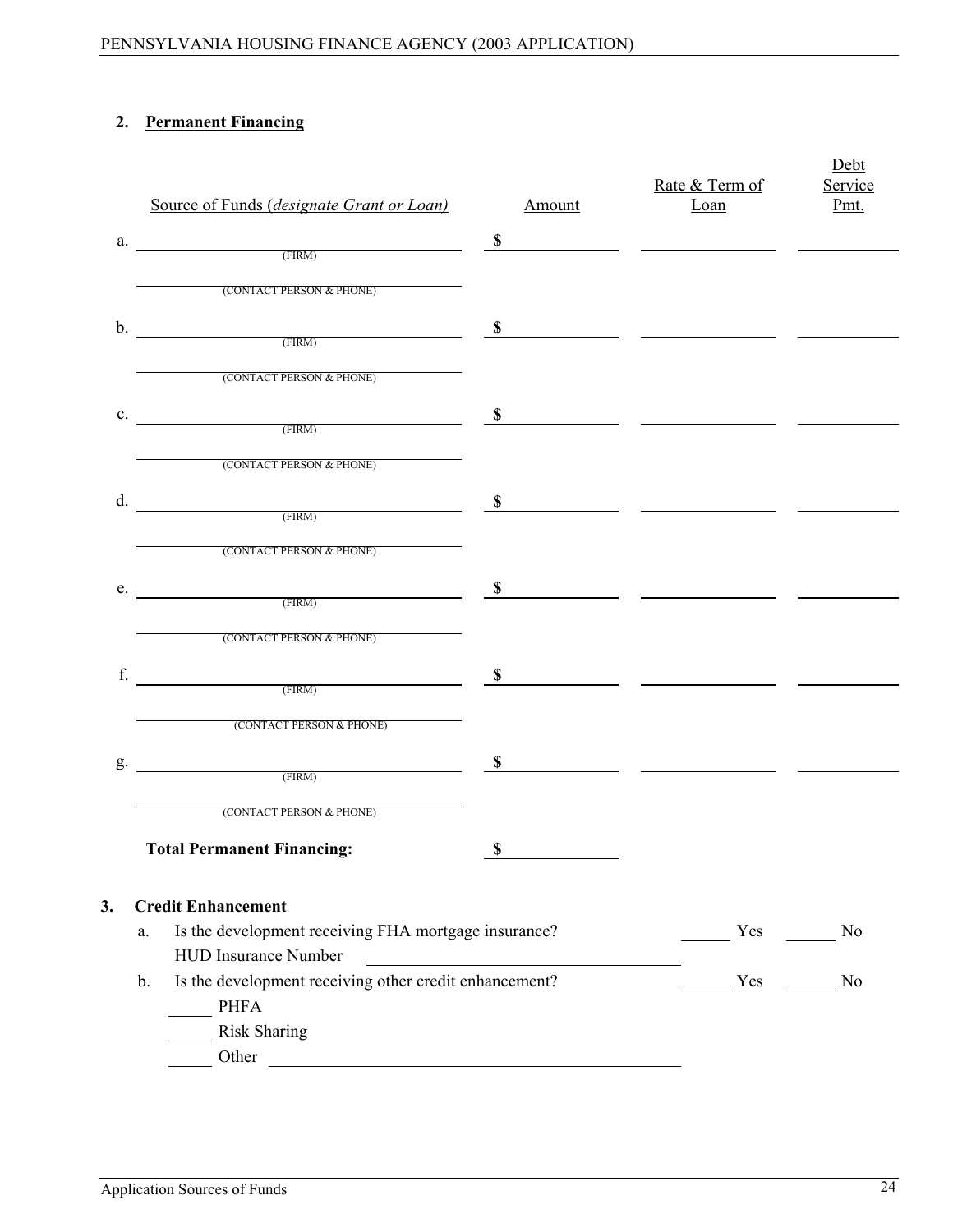## 2. Permanent Financing

| | Source of Funds (*designate Grant or Loan*) | Amount | Rate & Term of Loan | Debt Service Pmt. |
|---|---|---|---|---|
| a. | (FIRM) | $ | | |
| | (CONTACT PERSON & PHONE) | | | |
| b. | (FIRM) | $ | | |
| | (CONTACT PERSON & PHONE) | | | |
| c. | (FIRM) | $ | | |
| | (CONTACT PERSON & PHONE) | | | |
| d. | (FIRM) | $ | | |
| | (CONTACT PERSON & PHONE) | | | |
| e. | (FIRM) | $ | | |
| | (CONTACT PERSON & PHONE) | | | |
| f. | (FIRM) | $ | | |
| | (CONTACT PERSON & PHONE) | | | |
| g. | (FIRM) | $ | | |
| | (CONTACT PERSON & PHONE) | | | |
| | **Total Permanent Financing:** | $ | | |

## 3. Credit Enhancement

a. Is the development receiving FHA mortgage insurance? ______ Yes ______ No

HUD Insurance Number ________________________________

b. Is the development receiving other credit enhancement? ______ Yes ______ No

_____ PHFA

_____ Risk Sharing

_____ Other ____________________________________________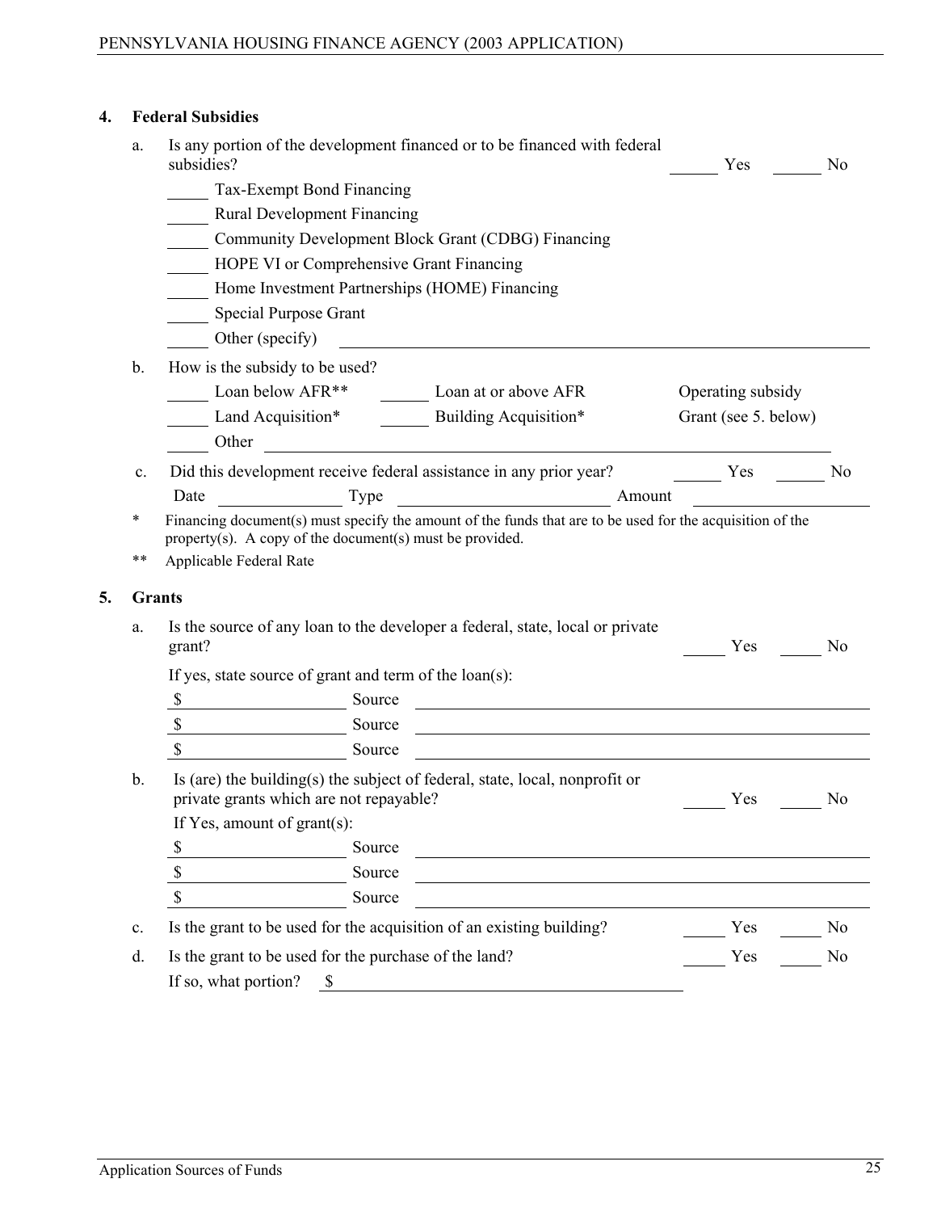## 4. Federal Subsidies

a. Is any portion of the development financed or to be financed with federal subsidies? ______ Yes ______ No

_____ Tax-Exempt Bond Financing

_____ Rural Development Financing

_____ Community Development Block Grant (CDBG) Financing

_____ HOPE VI or Comprehensive Grant Financing

_____ Home Investment Partnerships (HOME) Financing

_____ Special Purpose Grant

_____ Other (specify) ________________________________________________

b. How is the subsidy to be used?

_____ Loan below AFR** ______ Loan at or above AFR Operating subsidy

_____ Land Acquisition* ______ Building Acquisition* Grant (see 5. below)

_____ Other ________________________________________________

c. Did this development receive federal assistance in any prior year? ______ Yes ______ No

Date ______________ Type ________________________ Amount __________________

\* Financing document(s) must specify the amount of the funds that are to be used for the acquisition of the property(s). A copy of the document(s) must be provided.

** Applicable Federal Rate

## 5. Grants

a. Is the source of any loan to the developer a federal, state, local or private grant? _____ Yes _____ No

If yes, state source of grant and term of the loan(s):

$__________________ Source ________________________________________________

$__________________ Source ________________________________________________

$__________________ Source ________________________________________________

b. Is (are) the building(s) the subject of federal, state, local, nonprofit or private grants which are not repayable? _____ Yes _____ No

If Yes, amount of grant(s):

$__________________ Source ________________________________________________

$__________________ Source ________________________________________________

$__________________ Source ________________________________________________

c. Is the grant to be used for the acquisition of an existing building? _____ Yes _____ No

d. Is the grant to be used for the purchase of the land? _____ Yes _____ No

If so, what portion? $________________________________________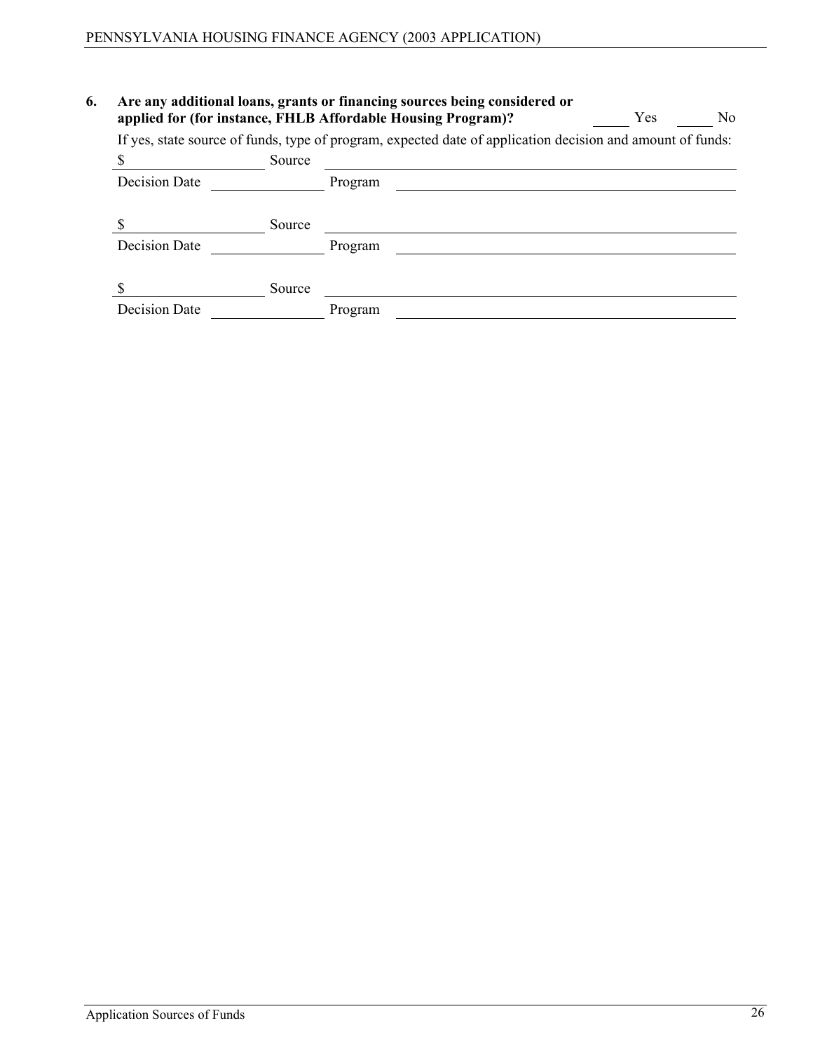**6. Are any additional loans, grants or financing sources being considered or applied for (for instance, FHLB Affordable Housing Program)?** ______ Yes ______ No

If yes, state source of funds, type of program, expected date of application decision and amount of funds:

$ ____________________ Source ______________________________________________

Decision Date ______________ Program ______________________________________________

$ ____________________ Source ______________________________________________

Decision Date ______________ Program ______________________________________________

$ ____________________ Source ______________________________________________

Decision Date ______________ Program ______________________________________________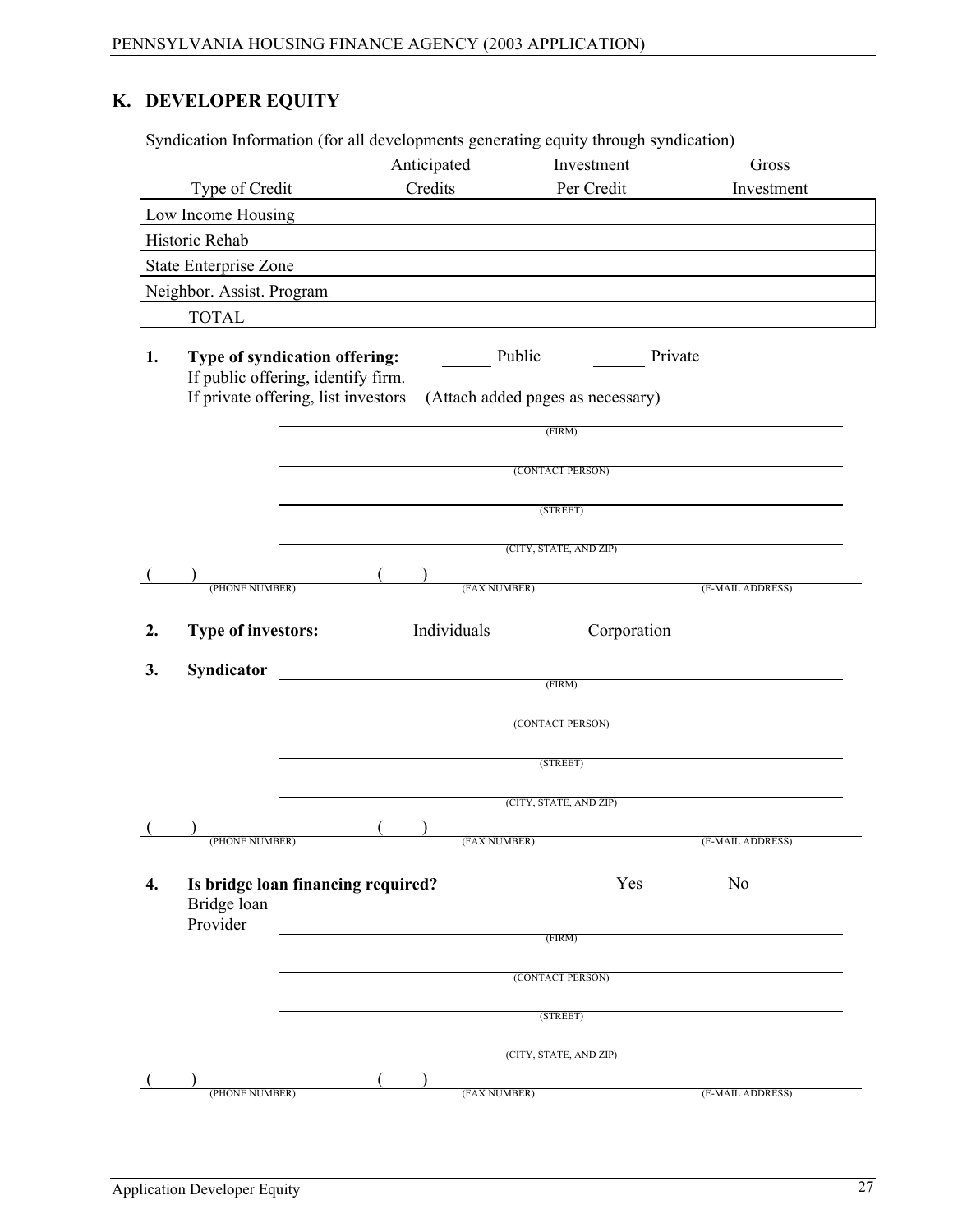## K. DEVELOPER EQUITY

Syndication Information (for all developments generating equity through syndication)

| Type of Credit | Anticipated Credits | Investment Per Credit | Gross Investment |
|---|---|---|---|
| Low Income Housing | | | |
| Historic Rehab | | | |
| State Enterprise Zone | | | |
| Neighbor. Assist. Program | | | |
| TOTAL | | | |

1. **Type of syndication offering:** ______ Public ______ Private
   If public offering, identify firm.
   If private offering, list investors (Attach added pages as necessary)

   ______________________________ (FIRM)

   ______________________________ (CONTACT PERSON)

   ______________________________ (STREET)

   ______________________________ (CITY, STATE, AND ZIP)

   (    ) (PHONE NUMBER) (    ) (FAX NUMBER) (E-MAIL ADDRESS)

2. **Type of investors:** _____ Individuals _____ Corporation

3. **Syndicator** ______________________________ (FIRM)

   ______________________________ (CONTACT PERSON)

   ______________________________ (STREET)

   ______________________________ (CITY, STATE, AND ZIP)

   (    ) (PHONE NUMBER) (    ) (FAX NUMBER) (E-MAIL ADDRESS)

4. **Is bridge loan financing required?** ______ Yes _____ No
   Bridge loan Provider ______________________________ (FIRM)

   ______________________________ (CONTACT PERSON)

   ______________________________ (STREET)

   ______________________________ (CITY, STATE, AND ZIP)

   (    ) (PHONE NUMBER) (    ) (FAX NUMBER) (E-MAIL ADDRESS)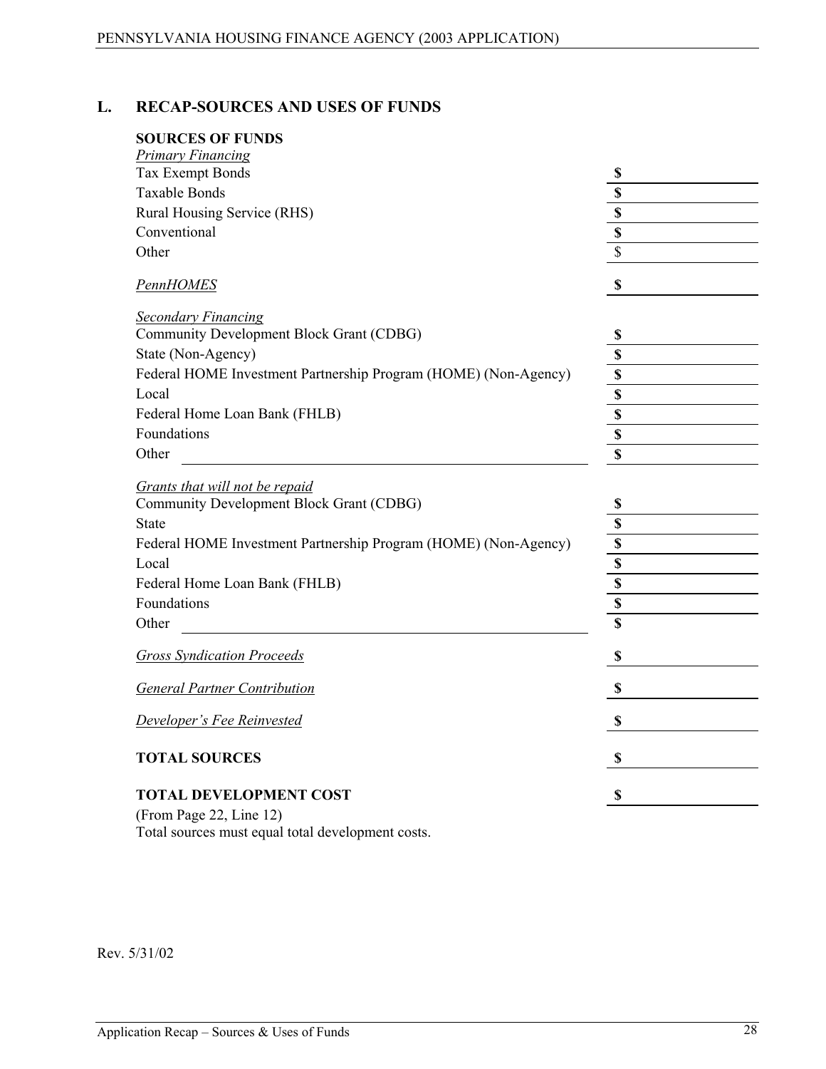## L. RECAP-SOURCES AND USES OF FUNDS

**SOURCES OF FUNDS**

*Primary Financing*

| | |
|---|---|
| Tax Exempt Bonds | $ |
| Taxable Bonds | $ |
| Rural Housing Service (RHS) | $ |
| Conventional | $ |
| Other | $ |
| *PennHOMES* | $ |

*Secondary Financing*

| | |
|---|---|
| Community Development Block Grant (CDBG) | $ |
| State (Non-Agency) | $ |
| Federal HOME Investment Partnership Program (HOME) (Non-Agency) | $ |
| Local | $ |
| Federal Home Loan Bank (FHLB) | $ |
| Foundations | $ |
| Other ______________________ | $ |

*Grants that will not be repaid*

| | |
|---|---|
| Community Development Block Grant (CDBG) | $ |
| State | $ |
| Federal HOME Investment Partnership Program (HOME) (Non-Agency) | $ |
| Local | $ |
| Federal Home Loan Bank (FHLB) | $ |
| Foundations | $ |
| Other ______________________ | $ |

| | |
|---|---|
| *Gross Syndication Proceeds* | $ |
| *General Partner Contribution* | $ |
| *Developer's Fee Reinvested* | $ |
| **TOTAL SOURCES** | $ |
| **TOTAL DEVELOPMENT COST** | $ |

(From Page 22, Line 12)
Total sources must equal total development costs.

Rev. 5/31/02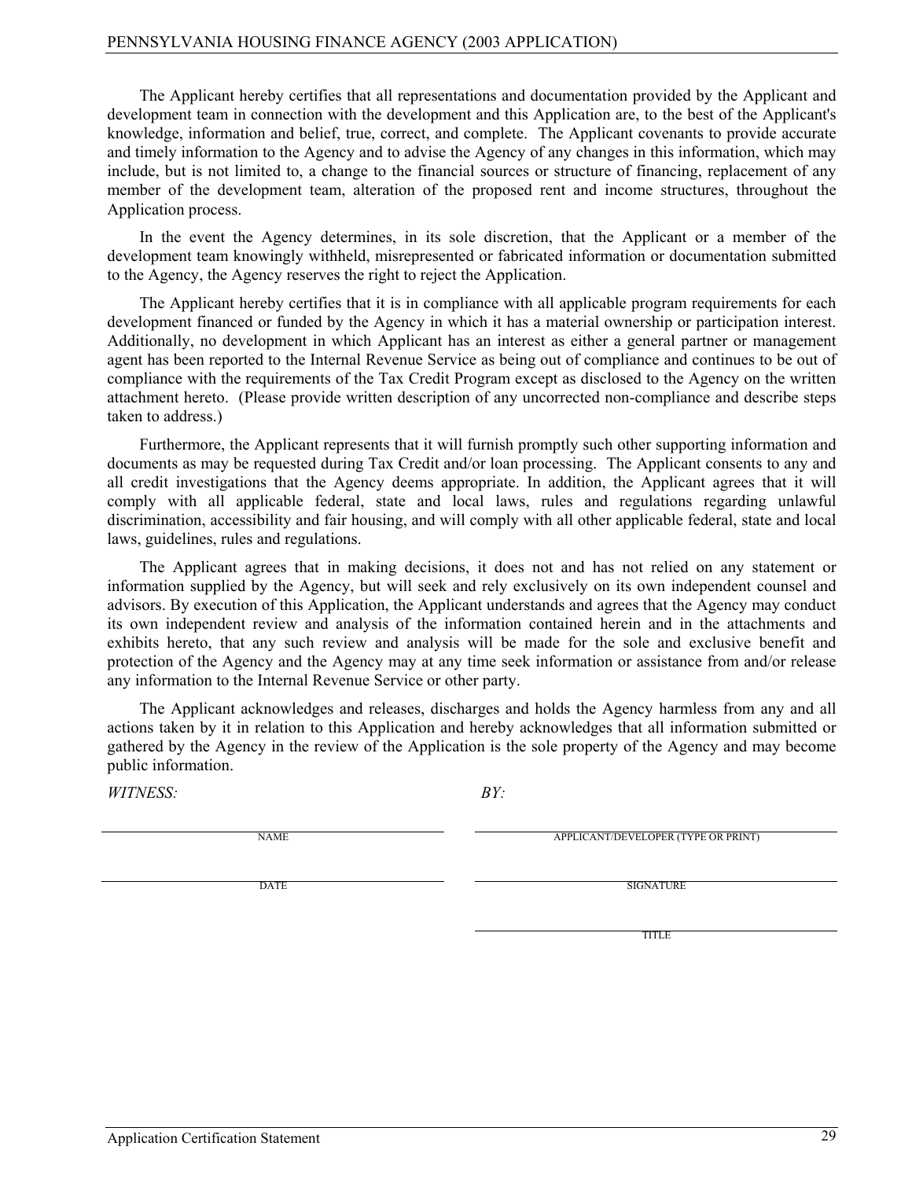The Applicant hereby certifies that all representations and documentation provided by the Applicant and development team in connection with the development and this Application are, to the best of the Applicant's knowledge, information and belief, true, correct, and complete. The Applicant covenants to provide accurate and timely information to the Agency and to advise the Agency of any changes in this information, which may include, but is not limited to, a change to the financial sources or structure of financing, replacement of any member of the development team, alteration of the proposed rent and income structures, throughout the Application process.

In the event the Agency determines, in its sole discretion, that the Applicant or a member of the development team knowingly withheld, misrepresented or fabricated information or documentation submitted to the Agency, the Agency reserves the right to reject the Application.

The Applicant hereby certifies that it is in compliance with all applicable program requirements for each development financed or funded by the Agency in which it has a material ownership or participation interest. Additionally, no development in which Applicant has an interest as either a general partner or management agent has been reported to the Internal Revenue Service as being out of compliance and continues to be out of compliance with the requirements of the Tax Credit Program except as disclosed to the Agency on the written attachment hereto. (Please provide written description of any uncorrected non-compliance and describe steps taken to address.)

Furthermore, the Applicant represents that it will furnish promptly such other supporting information and documents as may be requested during Tax Credit and/or loan processing. The Applicant consents to any and all credit investigations that the Agency deems appropriate. In addition, the Applicant agrees that it will comply with all applicable federal, state and local laws, rules and regulations regarding unlawful discrimination, accessibility and fair housing, and will comply with all other applicable federal, state and local laws, guidelines, rules and regulations.

The Applicant agrees that in making decisions, it does not and has not relied on any statement or information supplied by the Agency, but will seek and rely exclusively on its own independent counsel and advisors. By execution of this Application, the Applicant understands and agrees that the Agency may conduct its own independent review and analysis of the information contained herein and in the attachments and exhibits hereto, that any such review and analysis will be made for the sole and exclusive benefit and protection of the Agency and the Agency may at any time seek information or assistance from and/or release any information to the Internal Revenue Service or other party.

The Applicant acknowledges and releases, discharges and holds the Agency harmless from any and all actions taken by it in relation to this Application and hereby acknowledges that all information submitted or gathered by the Agency in the review of the Application is the sole property of the Agency and may become public information.

*WITNESS:* *BY:*

| | |
|---|---|
| \_\_\_\_\_\_\_\_\_\_\_\_\_\_\_\_\_\_\_\_ NAME | \_\_\_\_\_\_\_\_\_\_\_\_\_\_\_\_\_\_\_\_ APPLICANT/DEVELOPER (TYPE OR PRINT) |
| \_\_\_\_\_\_\_\_\_\_\_\_\_\_\_\_\_\_\_\_ DATE | \_\_\_\_\_\_\_\_\_\_\_\_\_\_\_\_\_\_\_\_ SIGNATURE |
| | \_\_\_\_\_\_\_\_\_\_\_\_\_\_\_\_\_\_\_\_ TITLE |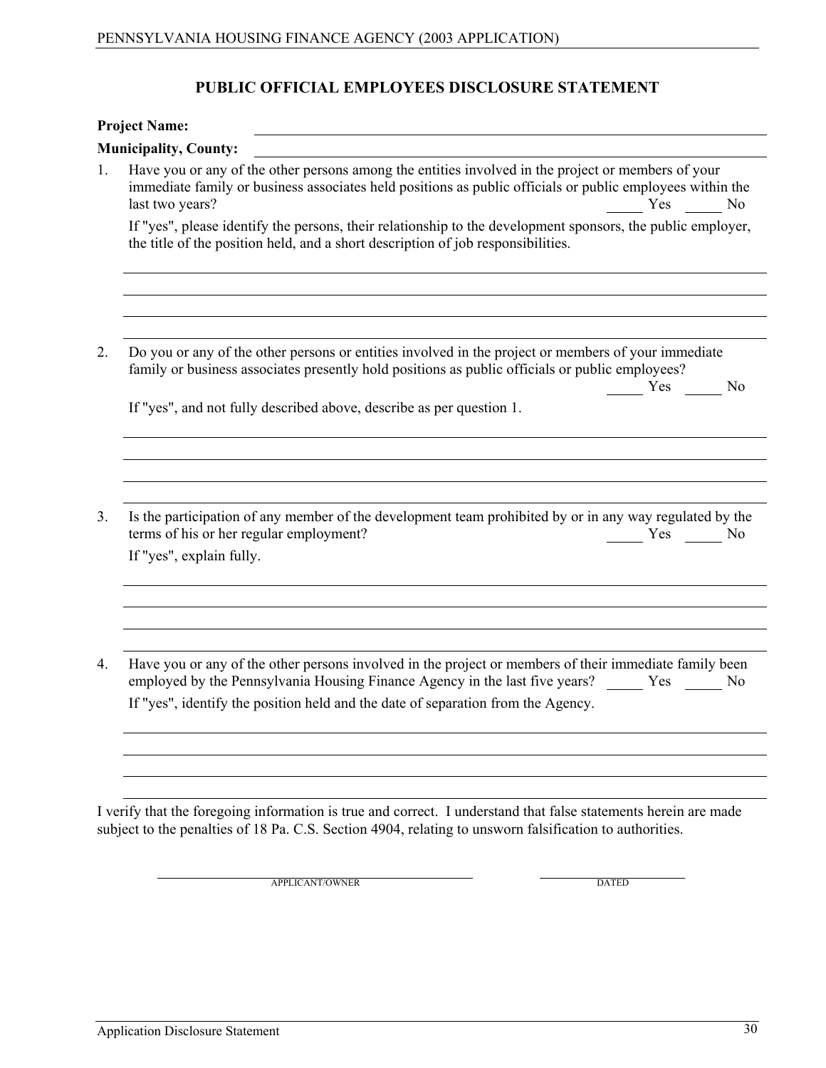## PUBLIC OFFICIAL EMPLOYEES DISCLOSURE STATEMENT

**Project Name:** ______________________________

**Municipality, County:** ______________________________

1. Have you or any of the other persons among the entities involved in the project or members of your immediate family or business associates held positions as public officials or public employees within the last two years? _____ Yes _____ No

   If "yes", please identify the persons, their relationship to the development sponsors, the public employer, the title of the position held, and a short description of job responsibilities.

   ______________________________

   ______________________________

   ______________________________

   ______________________________

2. Do you or any of the other persons or entities involved in the project or members of your immediate family or business associates presently hold positions as public officials or public employees? _____ Yes _____ No

   If "yes", and not fully described above, describe as per question 1.

   ______________________________

   ______________________________

   ______________________________

   ______________________________

3. Is the participation of any member of the development team prohibited by or in any way regulated by the terms of his or her regular employment? _____ Yes _____ No

   If "yes", explain fully.

   ______________________________

   ______________________________

   ______________________________

   ______________________________

4. Have you or any of the other persons involved in the project or members of their immediate family been employed by the Pennsylvania Housing Finance Agency in the last five years? _____ Yes _____ No

   If "yes", identify the position held and the date of separation from the Agency.

   ______________________________

   ______________________________

   ______________________________

   ______________________________

I verify that the foregoing information is true and correct. I understand that false statements herein are made subject to the penalties of 18 Pa. C.S. Section 4904, relating to unsworn falsification to authorities.

______________________________ APPLICANT/OWNER

______________________________ DATED